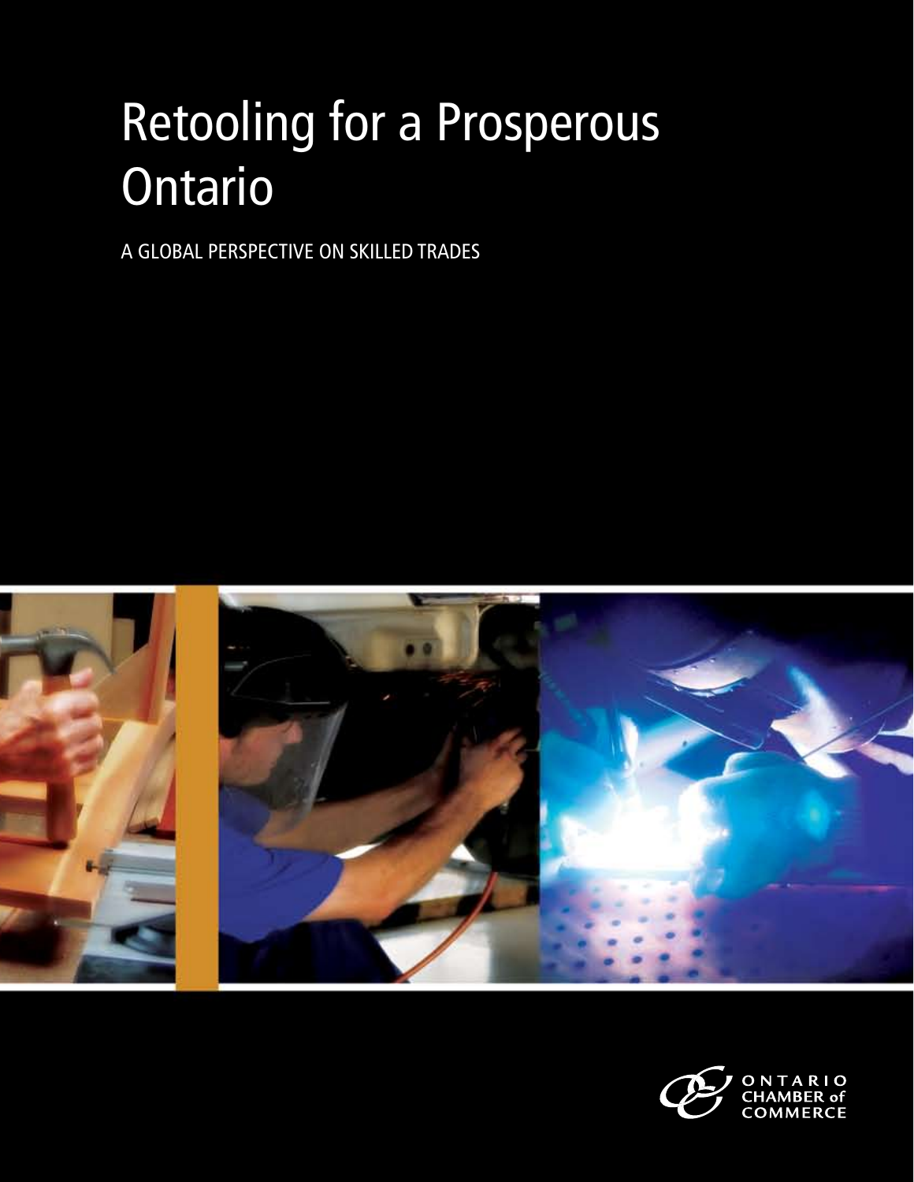# Retooling for a Prosperous Ontario

A GLOBAL PERSPECTIVE ON SKILLED TRADES

ONTARIO CHAMBER of COMMERCE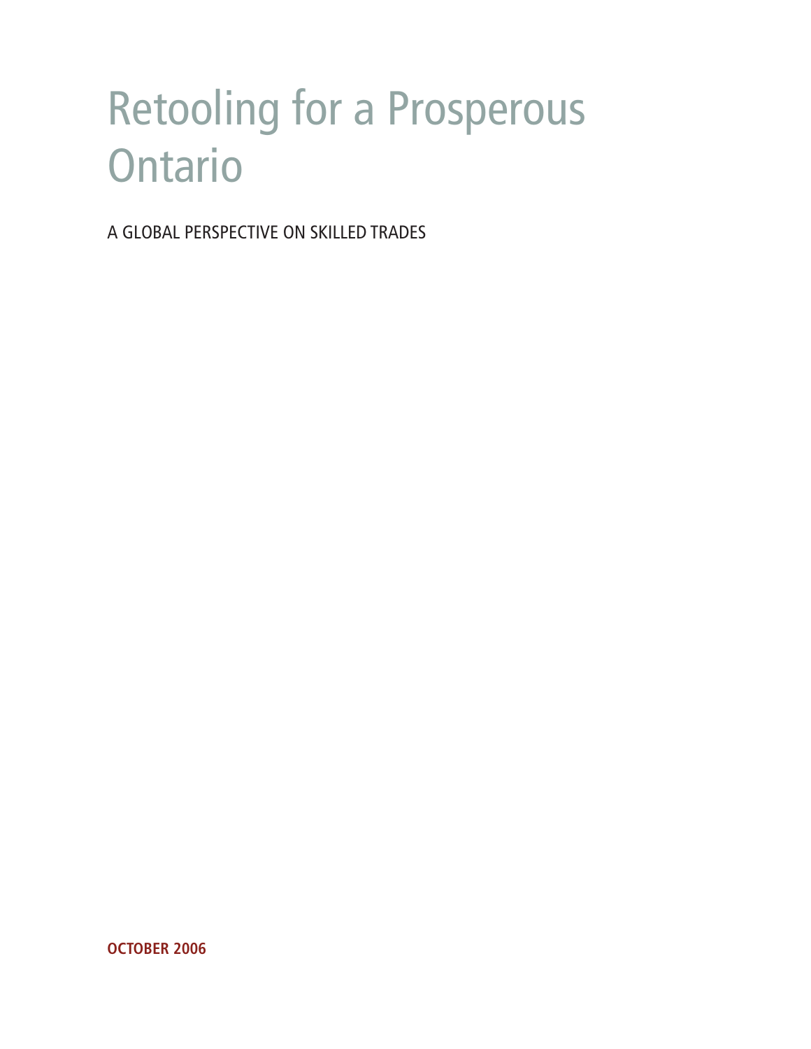# Retooling for a Prosperous Ontario

A GLOBAL PERSPECTIVE ON SKILLED TRADES

**OCTOBER 2006**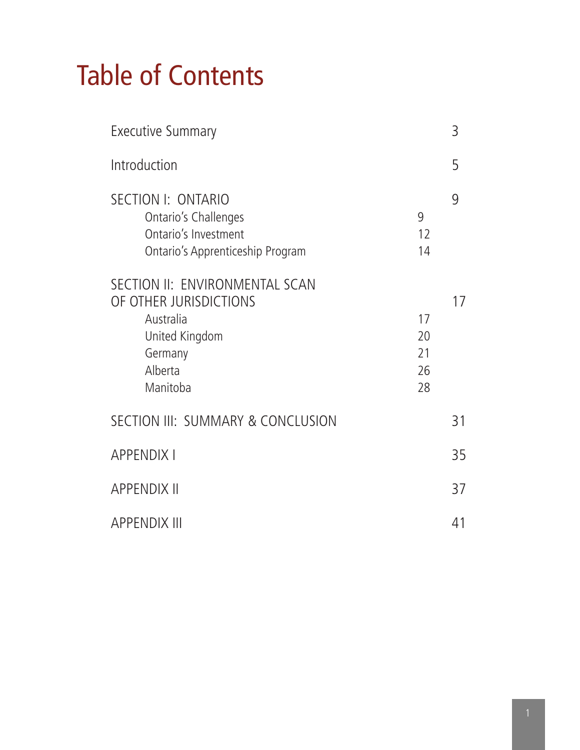# Table of Contents

| | | |
|---|---|---|
| Executive Summary | | 3 |
| Introduction | | 5 |
| SECTION I: ONTARIO | | 9 |
| Ontario's Challenges | 9 | |
| Ontario's Investment | 12 | |
| Ontario's Apprenticeship Program | 14 | |
| SECTION II: ENVIRONMENTAL SCAN OF OTHER JURISDICTIONS | | 17 |
| Australia | 17 | |
| United Kingdom | 20 | |
| Germany | 21 | |
| Alberta | 26 | |
| Manitoba | 28 | |
| SECTION III: SUMMARY & CONCLUSION | | 31 |
| APPENDIX I | | 35 |
| APPENDIX II | | 37 |
| APPENDIX III | | 41 |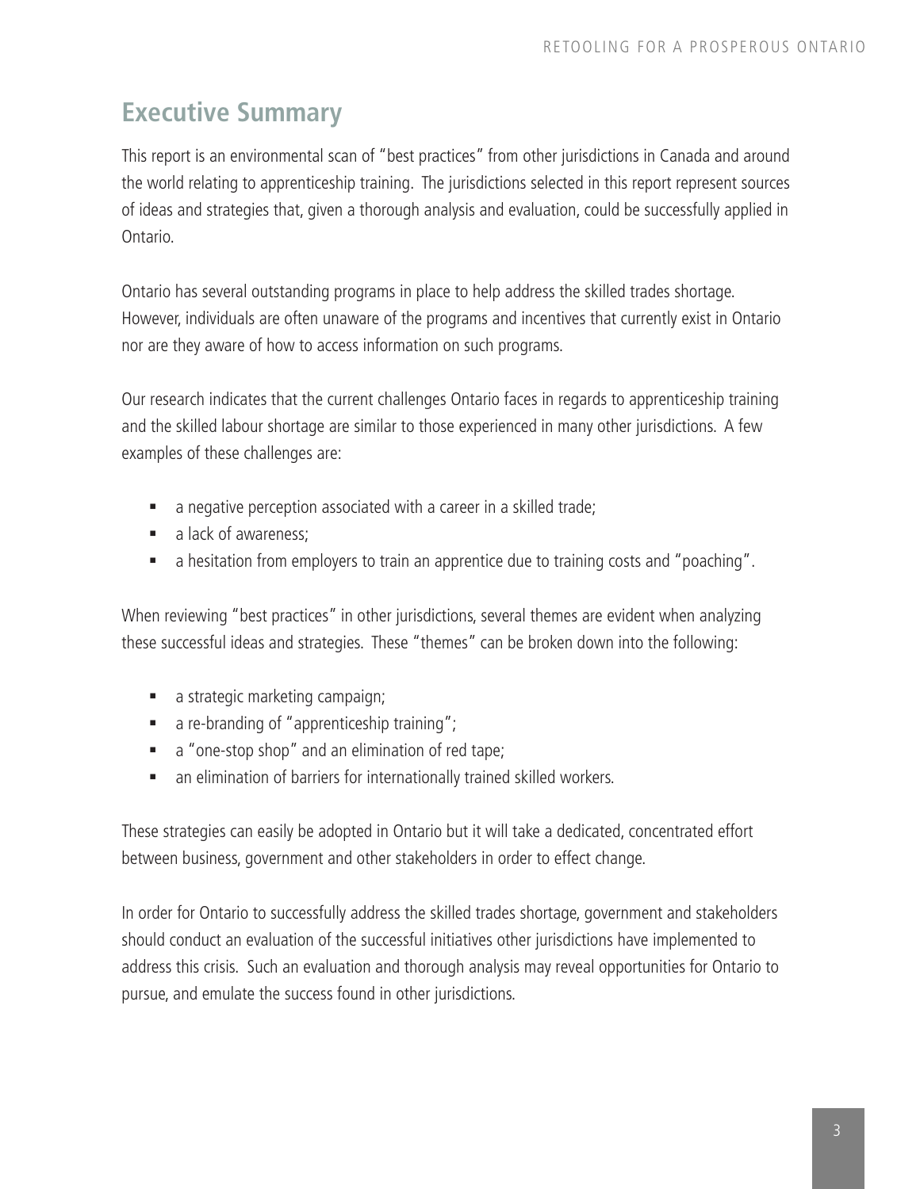## Executive Summary

This report is an environmental scan of "best practices" from other jurisdictions in Canada and around the world relating to apprenticeship training. The jurisdictions selected in this report represent sources of ideas and strategies that, given a thorough analysis and evaluation, could be successfully applied in Ontario.

Ontario has several outstanding programs in place to help address the skilled trades shortage. However, individuals are often unaware of the programs and incentives that currently exist in Ontario nor are they aware of how to access information on such programs.

Our research indicates that the current challenges Ontario faces in regards to apprenticeship training and the skilled labour shortage are similar to those experienced in many other jurisdictions. A few examples of these challenges are:

- a negative perception associated with a career in a skilled trade;
- a lack of awareness;
- a hesitation from employers to train an apprentice due to training costs and "poaching".

When reviewing "best practices" in other jurisdictions, several themes are evident when analyzing these successful ideas and strategies. These "themes" can be broken down into the following:

- a strategic marketing campaign;
- a re-branding of "apprenticeship training";
- a "one-stop shop" and an elimination of red tape;
- an elimination of barriers for internationally trained skilled workers.

These strategies can easily be adopted in Ontario but it will take a dedicated, concentrated effort between business, government and other stakeholders in order to effect change.

In order for Ontario to successfully address the skilled trades shortage, government and stakeholders should conduct an evaluation of the successful initiatives other jurisdictions have implemented to address this crisis. Such an evaluation and thorough analysis may reveal opportunities for Ontario to pursue, and emulate the success found in other jurisdictions.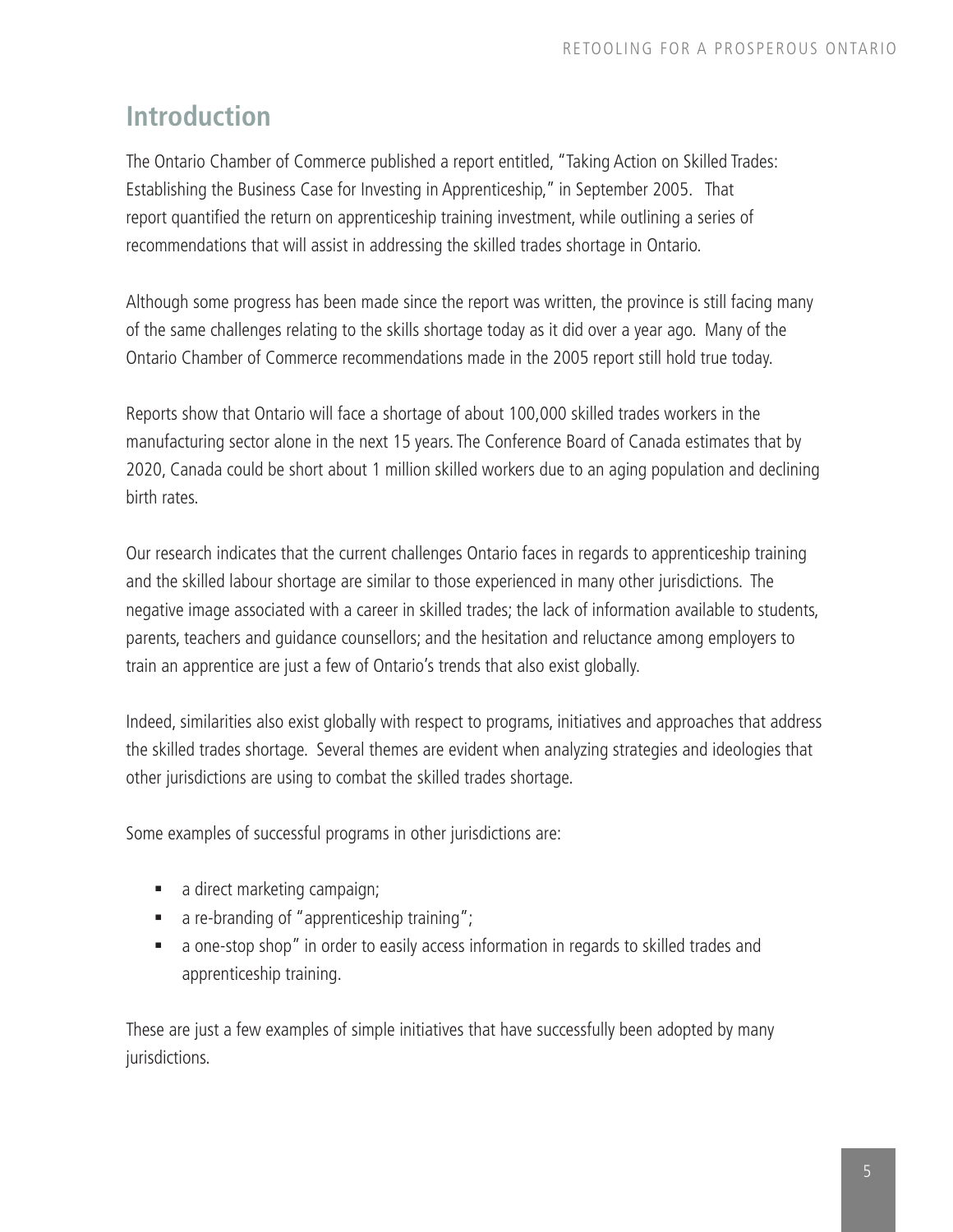## Introduction

The Ontario Chamber of Commerce published a report entitled, "Taking Action on Skilled Trades: Establishing the Business Case for Investing in Apprenticeship," in September 2005. That report quantified the return on apprenticeship training investment, while outlining a series of recommendations that will assist in addressing the skilled trades shortage in Ontario.

Although some progress has been made since the report was written, the province is still facing many of the same challenges relating to the skills shortage today as it did over a year ago. Many of the Ontario Chamber of Commerce recommendations made in the 2005 report still hold true today.

Reports show that Ontario will face a shortage of about 100,000 skilled trades workers in the manufacturing sector alone in the next 15 years. The Conference Board of Canada estimates that by 2020, Canada could be short about 1 million skilled workers due to an aging population and declining birth rates.

Our research indicates that the current challenges Ontario faces in regards to apprenticeship training and the skilled labour shortage are similar to those experienced in many other jurisdictions. The negative image associated with a career in skilled trades; the lack of information available to students, parents, teachers and guidance counsellors; and the hesitation and reluctance among employers to train an apprentice are just a few of Ontario's trends that also exist globally.

Indeed, similarities also exist globally with respect to programs, initiatives and approaches that address the skilled trades shortage. Several themes are evident when analyzing strategies and ideologies that other jurisdictions are using to combat the skilled trades shortage.

Some examples of successful programs in other jurisdictions are:

- a direct marketing campaign;
- a re-branding of "apprenticeship training";
- a one-stop shop" in order to easily access information in regards to skilled trades and apprenticeship training.

These are just a few examples of simple initiatives that have successfully been adopted by many jurisdictions.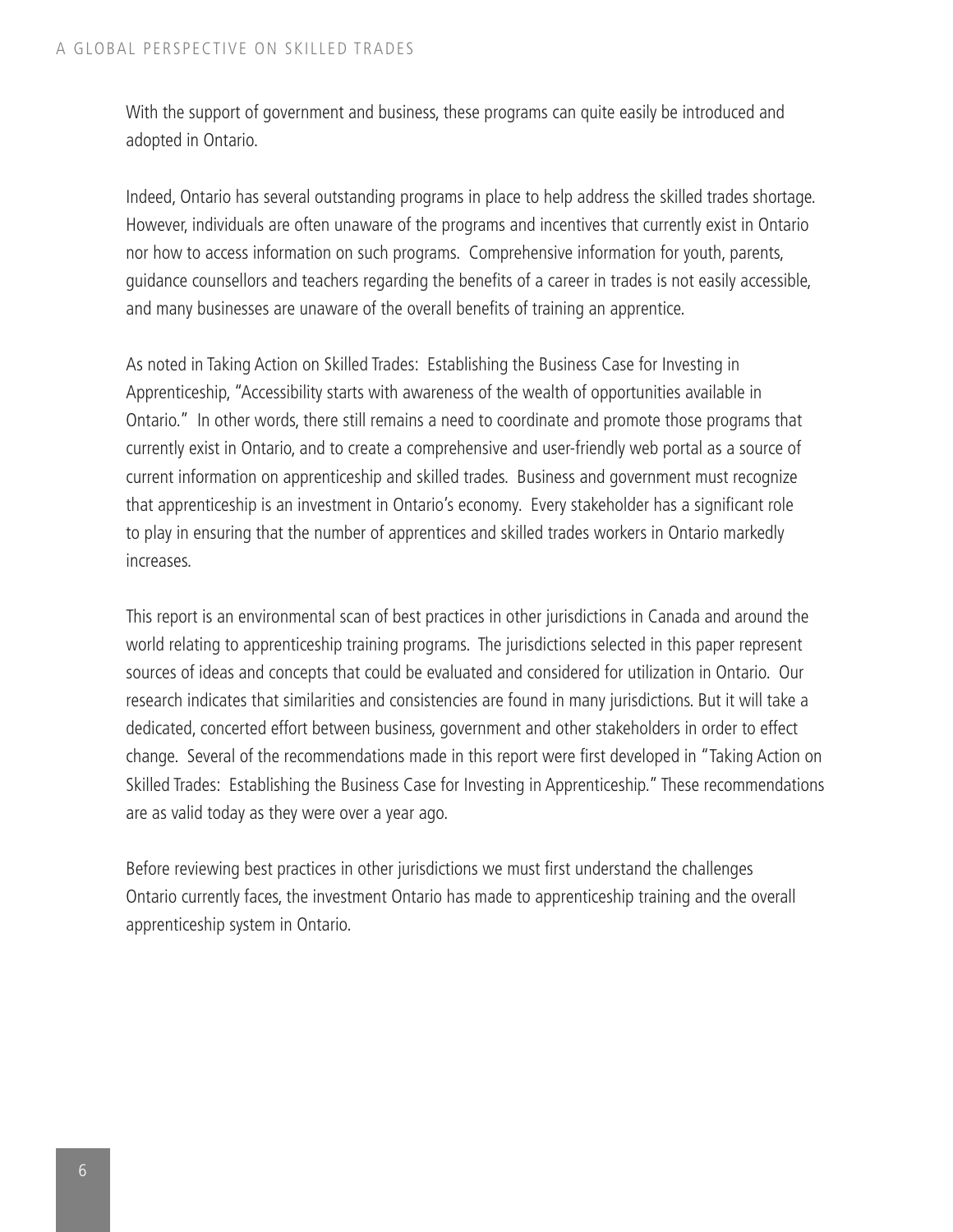With the support of government and business, these programs can quite easily be introduced and adopted in Ontario.

Indeed, Ontario has several outstanding programs in place to help address the skilled trades shortage. However, individuals are often unaware of the programs and incentives that currently exist in Ontario nor how to access information on such programs. Comprehensive information for youth, parents, guidance counsellors and teachers regarding the benefits of a career in trades is not easily accessible, and many businesses are unaware of the overall benefits of training an apprentice.

As noted in Taking Action on Skilled Trades: Establishing the Business Case for Investing in Apprenticeship, "Accessibility starts with awareness of the wealth of opportunities available in Ontario." In other words, there still remains a need to coordinate and promote those programs that currently exist in Ontario, and to create a comprehensive and user-friendly web portal as a source of current information on apprenticeship and skilled trades. Business and government must recognize that apprenticeship is an investment in Ontario's economy. Every stakeholder has a significant role to play in ensuring that the number of apprentices and skilled trades workers in Ontario markedly increases.

This report is an environmental scan of best practices in other jurisdictions in Canada and around the world relating to apprenticeship training programs. The jurisdictions selected in this paper represent sources of ideas and concepts that could be evaluated and considered for utilization in Ontario. Our research indicates that similarities and consistencies are found in many jurisdictions. But it will take a dedicated, concerted effort between business, government and other stakeholders in order to effect change. Several of the recommendations made in this report were first developed in "Taking Action on Skilled Trades: Establishing the Business Case for Investing in Apprenticeship." These recommendations are as valid today as they were over a year ago.

Before reviewing best practices in other jurisdictions we must first understand the challenges Ontario currently faces, the investment Ontario has made to apprenticeship training and the overall apprenticeship system in Ontario.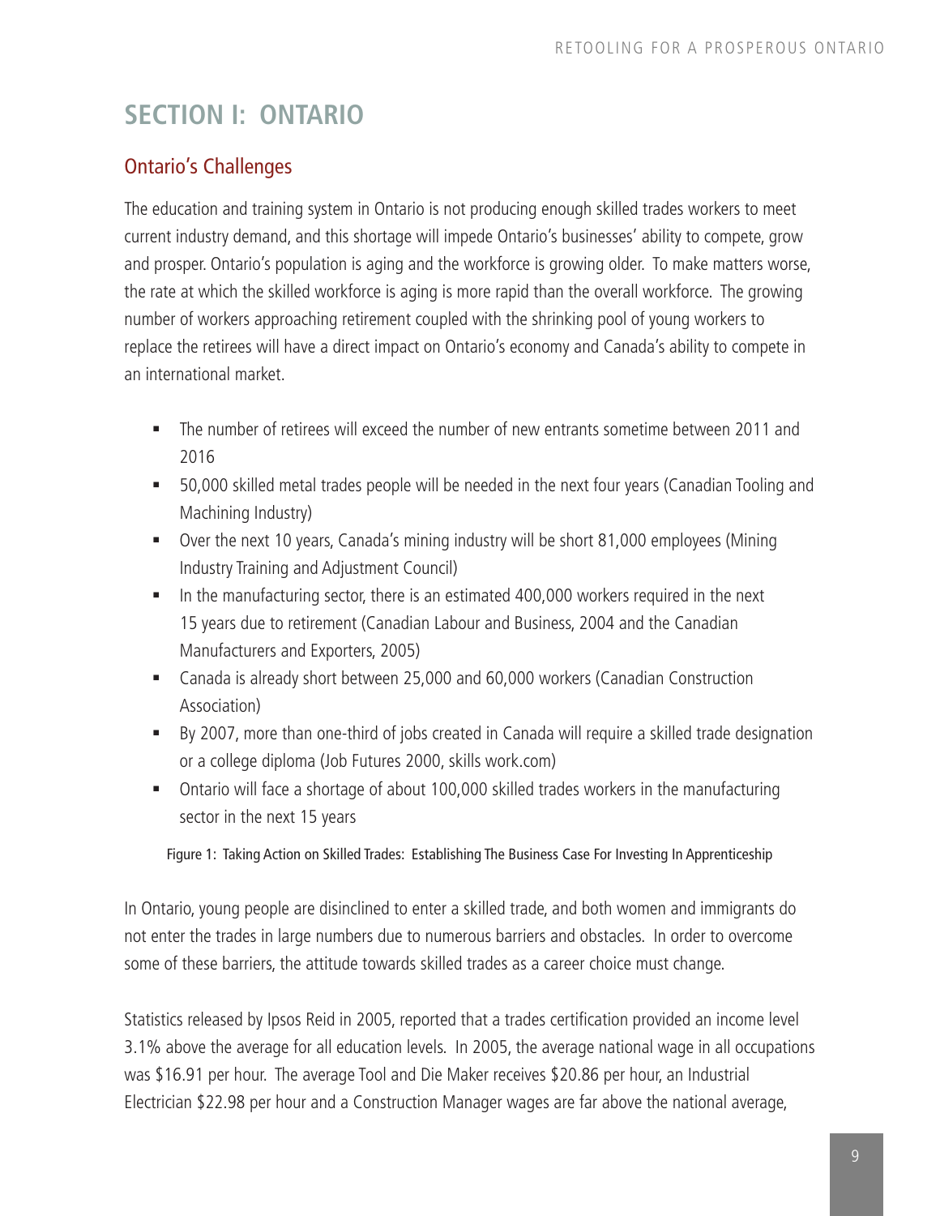# SECTION I: ONTARIO

## Ontario's Challenges

The education and training system in Ontario is not producing enough skilled trades workers to meet current industry demand, and this shortage will impede Ontario's businesses' ability to compete, grow and prosper. Ontario's population is aging and the workforce is growing older. To make matters worse, the rate at which the skilled workforce is aging is more rapid than the overall workforce. The growing number of workers approaching retirement coupled with the shrinking pool of young workers to replace the retirees will have a direct impact on Ontario's economy and Canada's ability to compete in an international market.

- The number of retirees will exceed the number of new entrants sometime between 2011 and 2016
- 50,000 skilled metal trades people will be needed in the next four years (Canadian Tooling and Machining Industry)
- Over the next 10 years, Canada's mining industry will be short 81,000 employees (Mining Industry Training and Adjustment Council)
- In the manufacturing sector, there is an estimated 400,000 workers required in the next 15 years due to retirement (Canadian Labour and Business, 2004 and the Canadian Manufacturers and Exporters, 2005)
- Canada is already short between 25,000 and 60,000 workers (Canadian Construction Association)
- By 2007, more than one-third of jobs created in Canada will require a skilled trade designation or a college diploma (Job Futures 2000, skills work.com)
- Ontario will face a shortage of about 100,000 skilled trades workers in the manufacturing sector in the next 15 years

Figure 1: Taking Action on Skilled Trades: Establishing The Business Case For Investing In Apprenticeship

In Ontario, young people are disinclined to enter a skilled trade, and both women and immigrants do not enter the trades in large numbers due to numerous barriers and obstacles. In order to overcome some of these barriers, the attitude towards skilled trades as a career choice must change.

Statistics released by Ipsos Reid in 2005, reported that a trades certification provided an income level 3.1% above the average for all education levels. In 2005, the average national wage in all occupations was $16.91 per hour. The average Tool and Die Maker receives $20.86 per hour, an Industrial Electrician $22.98 per hour and a Construction Manager wages are far above the national average,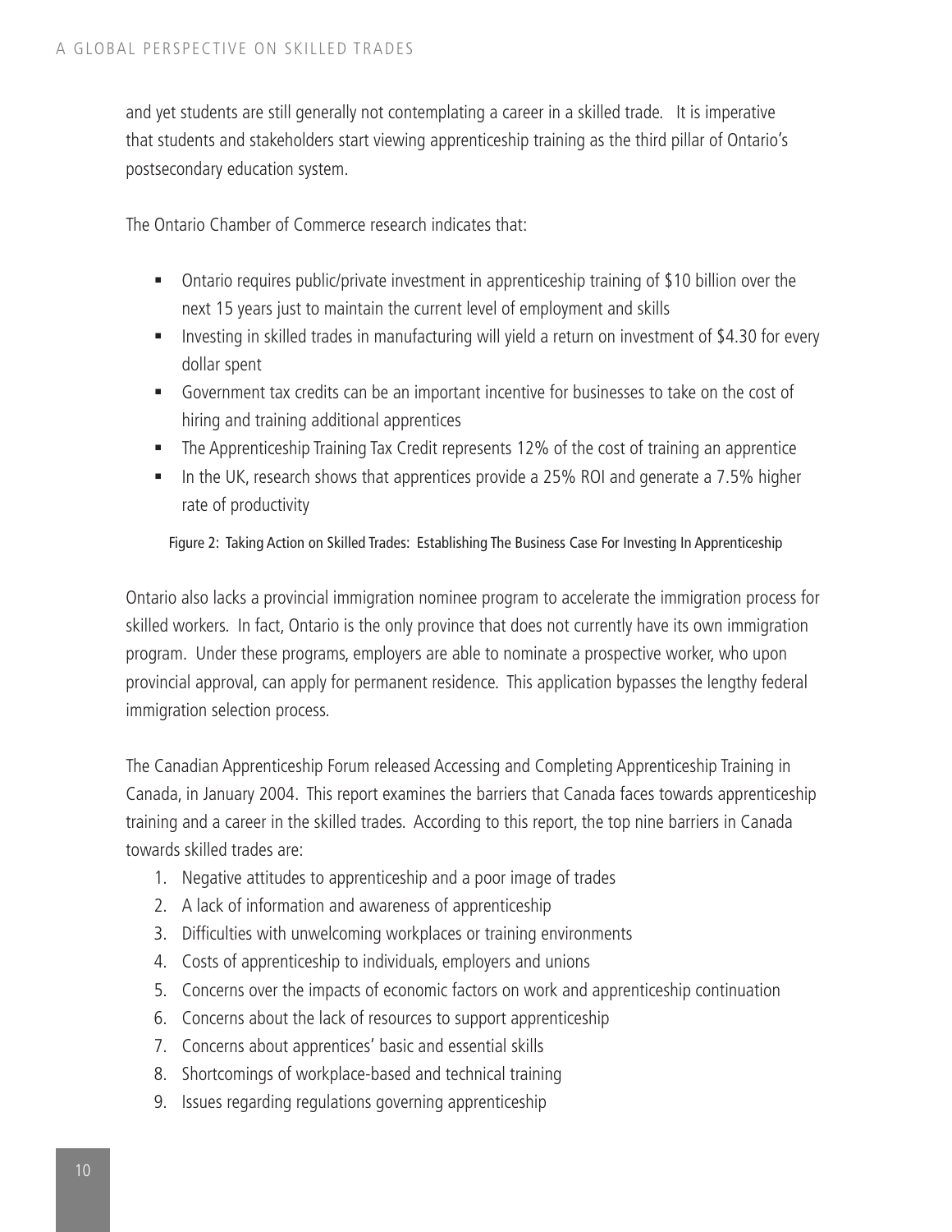and yet students are still generally not contemplating a career in a skilled trade. It is imperative that students and stakeholders start viewing apprenticeship training as the third pillar of Ontario's postsecondary education system.

The Ontario Chamber of Commerce research indicates that:

- Ontario requires public/private investment in apprenticeship training of $10 billion over the next 15 years just to maintain the current level of employment and skills
- Investing in skilled trades in manufacturing will yield a return on investment of $4.30 for every dollar spent
- Government tax credits can be an important incentive for businesses to take on the cost of hiring and training additional apprentices
- The Apprenticeship Training Tax Credit represents 12% of the cost of training an apprentice
- In the UK, research shows that apprentices provide a 25% ROI and generate a 7.5% higher rate of productivity

Figure 2: Taking Action on Skilled Trades: Establishing The Business Case For Investing In Apprenticeship

Ontario also lacks a provincial immigration nominee program to accelerate the immigration process for skilled workers. In fact, Ontario is the only province that does not currently have its own immigration program. Under these programs, employers are able to nominate a prospective worker, who upon provincial approval, can apply for permanent residence. This application bypasses the lengthy federal immigration selection process.

The Canadian Apprenticeship Forum released Accessing and Completing Apprenticeship Training in Canada, in January 2004. This report examines the barriers that Canada faces towards apprenticeship training and a career in the skilled trades. According to this report, the top nine barriers in Canada towards skilled trades are:

1. Negative attitudes to apprenticeship and a poor image of trades
2. A lack of information and awareness of apprenticeship
3. Difficulties with unwelcoming workplaces or training environments
4. Costs of apprenticeship to individuals, employers and unions
5. Concerns over the impacts of economic factors on work and apprenticeship continuation
6. Concerns about the lack of resources to support apprenticeship
7. Concerns about apprentices' basic and essential skills
8. Shortcomings of workplace-based and technical training
9. Issues regarding regulations governing apprenticeship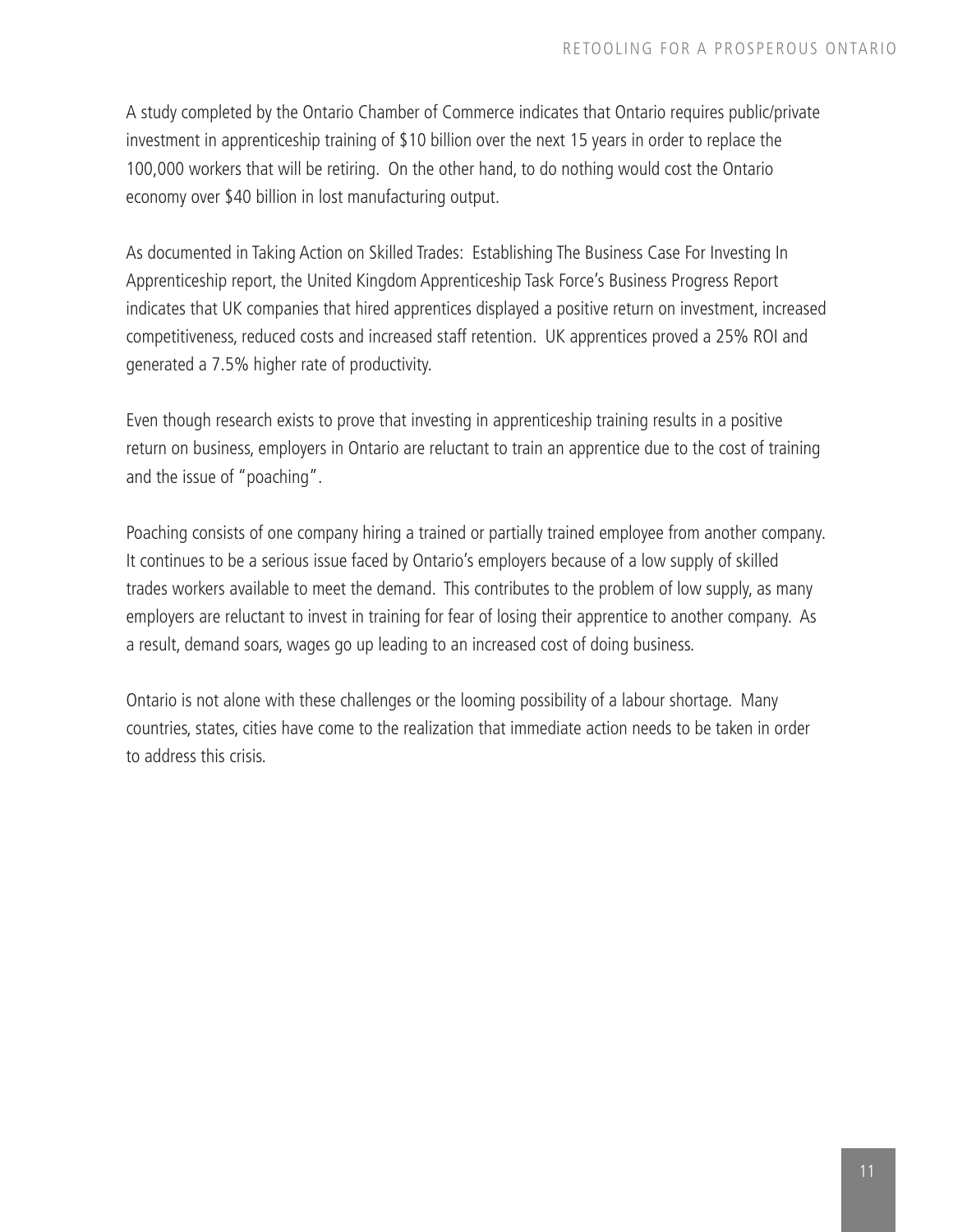A study completed by the Ontario Chamber of Commerce indicates that Ontario requires public/private investment in apprenticeship training of $10 billion over the next 15 years in order to replace the 100,000 workers that will be retiring. On the other hand, to do nothing would cost the Ontario economy over $40 billion in lost manufacturing output.

As documented in Taking Action on Skilled Trades: Establishing The Business Case For Investing In Apprenticeship report, the United Kingdom Apprenticeship Task Force's Business Progress Report indicates that UK companies that hired apprentices displayed a positive return on investment, increased competitiveness, reduced costs and increased staff retention. UK apprentices proved a 25% ROI and generated a 7.5% higher rate of productivity.

Even though research exists to prove that investing in apprenticeship training results in a positive return on business, employers in Ontario are reluctant to train an apprentice due to the cost of training and the issue of "poaching".

Poaching consists of one company hiring a trained or partially trained employee from another company. It continues to be a serious issue faced by Ontario's employers because of a low supply of skilled trades workers available to meet the demand. This contributes to the problem of low supply, as many employers are reluctant to invest in training for fear of losing their apprentice to another company. As a result, demand soars, wages go up leading to an increased cost of doing business.

Ontario is not alone with these challenges or the looming possibility of a labour shortage. Many countries, states, cities have come to the realization that immediate action needs to be taken in order to address this crisis.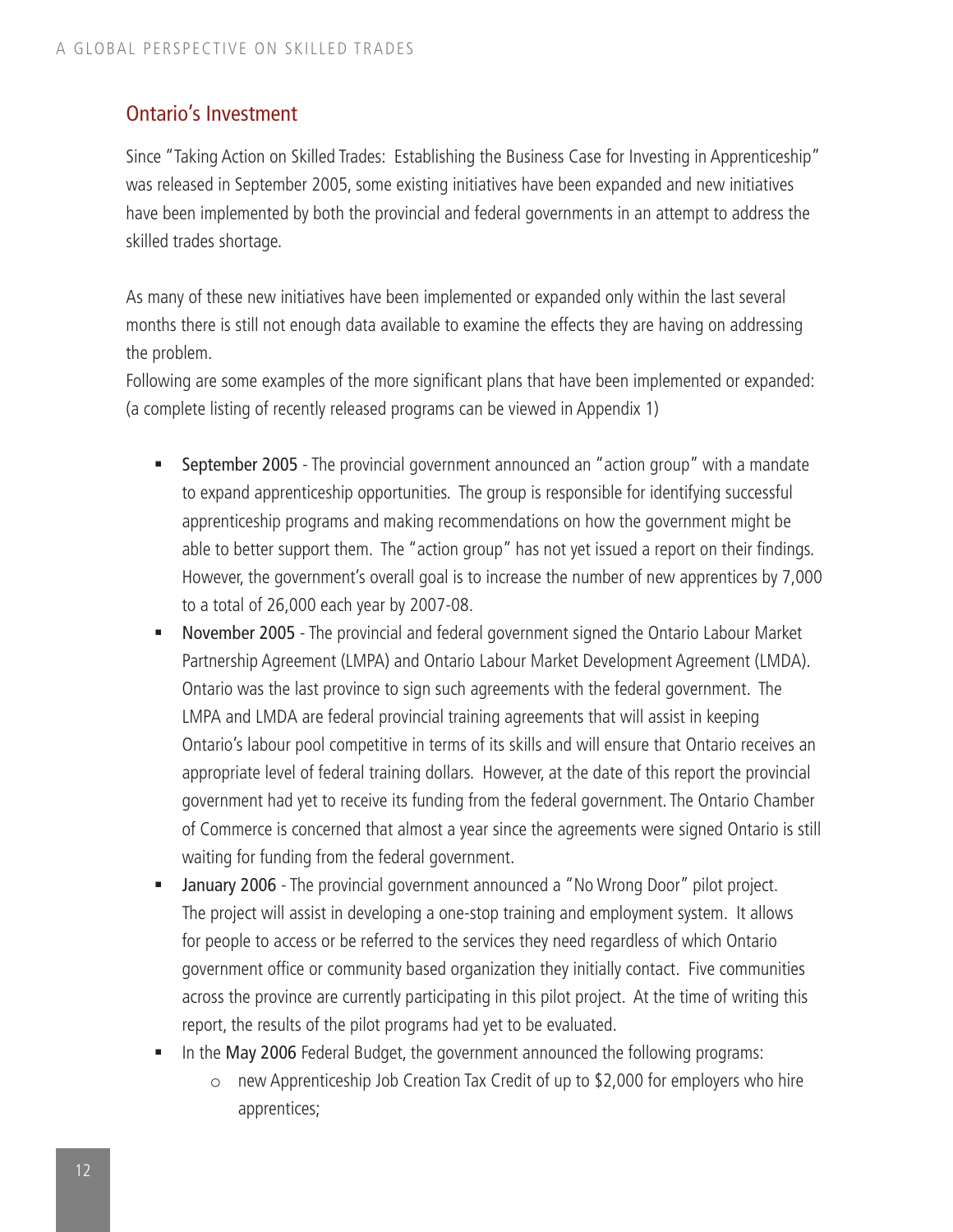## Ontario's Investment

Since "Taking Action on Skilled Trades: Establishing the Business Case for Investing in Apprenticeship" was released in September 2005, some existing initiatives have been expanded and new initiatives have been implemented by both the provincial and federal governments in an attempt to address the skilled trades shortage.

As many of these new initiatives have been implemented or expanded only within the last several months there is still not enough data available to examine the effects they are having on addressing the problem.

Following are some examples of the more significant plans that have been implemented or expanded: (a complete listing of recently released programs can be viewed in Appendix 1)

- **September 2005** - The provincial government announced an "action group" with a mandate to expand apprenticeship opportunities. The group is responsible for identifying successful apprenticeship programs and making recommendations on how the government might be able to better support them. The "action group" has not yet issued a report on their findings. However, the government's overall goal is to increase the number of new apprentices by 7,000 to a total of 26,000 each year by 2007-08.
- **November 2005** - The provincial and federal government signed the Ontario Labour Market Partnership Agreement (LMPA) and Ontario Labour Market Development Agreement (LMDA). Ontario was the last province to sign such agreements with the federal government. The LMPA and LMDA are federal provincial training agreements that will assist in keeping Ontario's labour pool competitive in terms of its skills and will ensure that Ontario receives an appropriate level of federal training dollars. However, at the date of this report the provincial government had yet to receive its funding from the federal government. The Ontario Chamber of Commerce is concerned that almost a year since the agreements were signed Ontario is still waiting for funding from the federal government.
- **January 2006** - The provincial government announced a "No Wrong Door" pilot project. The project will assist in developing a one-stop training and employment system. It allows for people to access or be referred to the services they need regardless of which Ontario government office or community based organization they initially contact. Five communities across the province are currently participating in this pilot project. At the time of writing this report, the results of the pilot programs had yet to be evaluated.
- In the **May 2006** Federal Budget, the government announced the following programs:
  - new Apprenticeship Job Creation Tax Credit of up to $2,000 for employers who hire apprentices;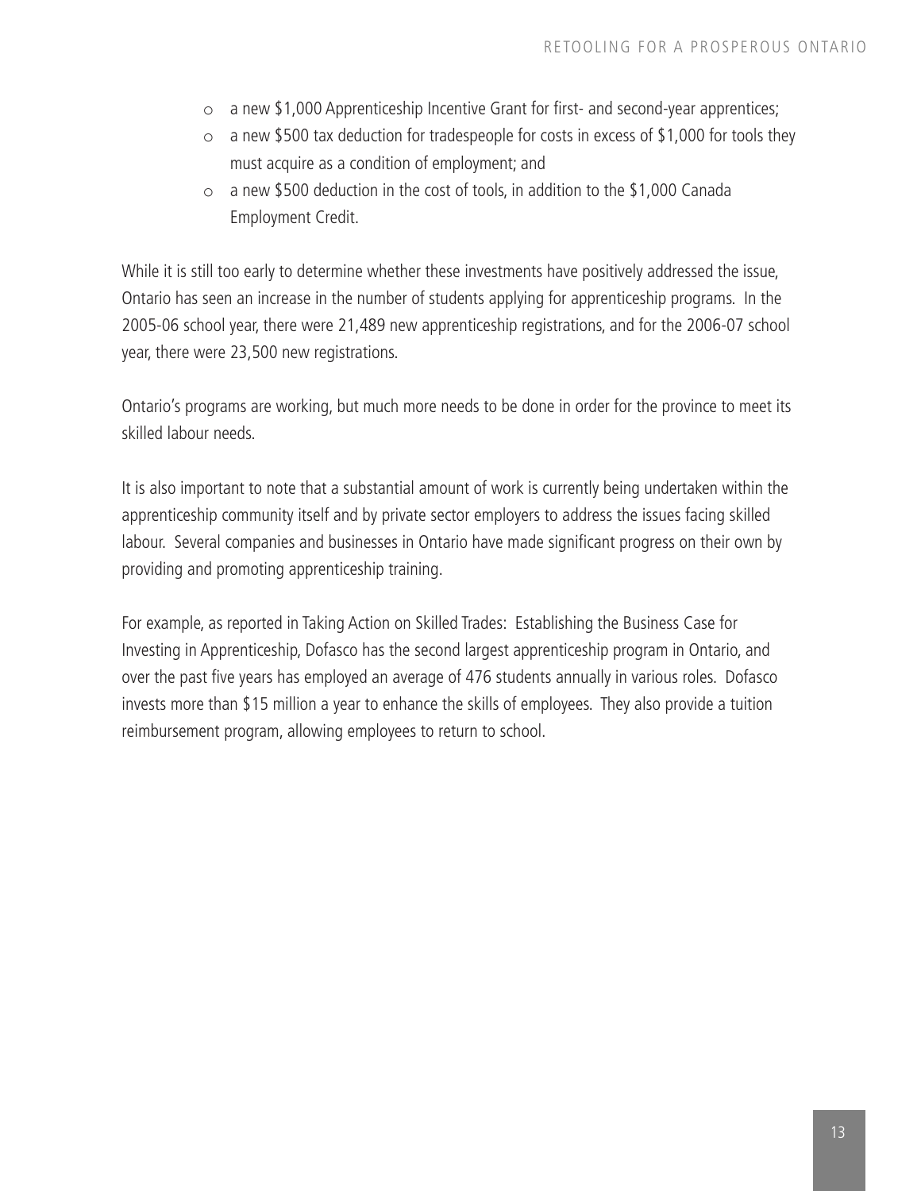- a new $1,000 Apprenticeship Incentive Grant for first- and second-year apprentices;
- a new $500 tax deduction for tradespeople for costs in excess of $1,000 for tools they must acquire as a condition of employment; and
- a new $500 deduction in the cost of tools, in addition to the $1,000 Canada Employment Credit.

While it is still too early to determine whether these investments have positively addressed the issue, Ontario has seen an increase in the number of students applying for apprenticeship programs. In the 2005-06 school year, there were 21,489 new apprenticeship registrations, and for the 2006-07 school year, there were 23,500 new registrations.

Ontario's programs are working, but much more needs to be done in order for the province to meet its skilled labour needs.

It is also important to note that a substantial amount of work is currently being undertaken within the apprenticeship community itself and by private sector employers to address the issues facing skilled labour. Several companies and businesses in Ontario have made significant progress on their own by providing and promoting apprenticeship training.

For example, as reported in Taking Action on Skilled Trades: Establishing the Business Case for Investing in Apprenticeship, Dofasco has the second largest apprenticeship program in Ontario, and over the past five years has employed an average of 476 students annually in various roles. Dofasco invests more than $15 million a year to enhance the skills of employees. They also provide a tuition reimbursement program, allowing employees to return to school.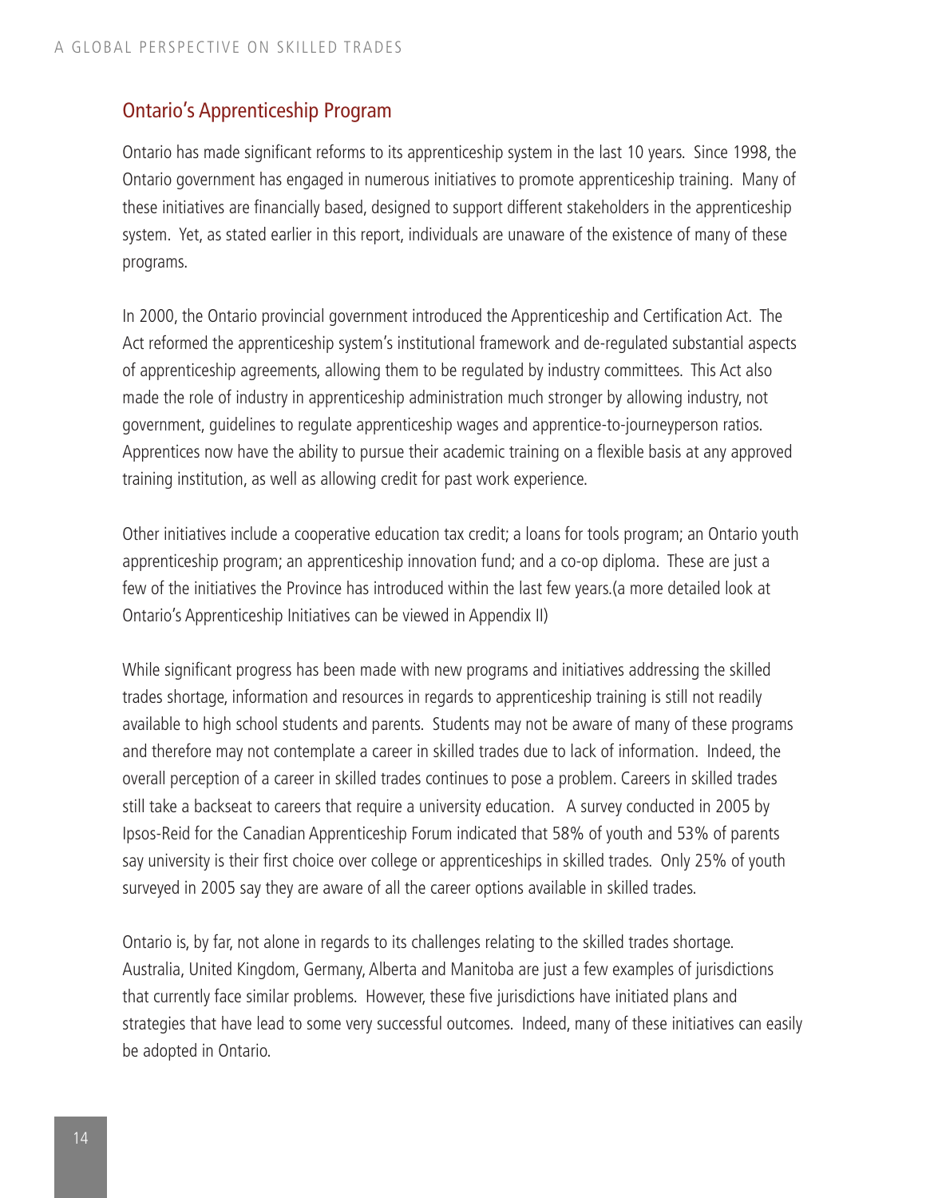## Ontario's Apprenticeship Program

Ontario has made significant reforms to its apprenticeship system in the last 10 years. Since 1998, the Ontario government has engaged in numerous initiatives to promote apprenticeship training. Many of these initiatives are financially based, designed to support different stakeholders in the apprenticeship system. Yet, as stated earlier in this report, individuals are unaware of the existence of many of these programs.

In 2000, the Ontario provincial government introduced the Apprenticeship and Certification Act. The Act reformed the apprenticeship system's institutional framework and de-regulated substantial aspects of apprenticeship agreements, allowing them to be regulated by industry committees. This Act also made the role of industry in apprenticeship administration much stronger by allowing industry, not government, guidelines to regulate apprenticeship wages and apprentice-to-journeyperson ratios. Apprentices now have the ability to pursue their academic training on a flexible basis at any approved training institution, as well as allowing credit for past work experience.

Other initiatives include a cooperative education tax credit; a loans for tools program; an Ontario youth apprenticeship program; an apprenticeship innovation fund; and a co-op diploma. These are just a few of the initiatives the Province has introduced within the last few years.(a more detailed look at Ontario's Apprenticeship Initiatives can be viewed in Appendix II)

While significant progress has been made with new programs and initiatives addressing the skilled trades shortage, information and resources in regards to apprenticeship training is still not readily available to high school students and parents. Students may not be aware of many of these programs and therefore may not contemplate a career in skilled trades due to lack of information. Indeed, the overall perception of a career in skilled trades continues to pose a problem. Careers in skilled trades still take a backseat to careers that require a university education. A survey conducted in 2005 by Ipsos-Reid for the Canadian Apprenticeship Forum indicated that 58% of youth and 53% of parents say university is their first choice over college or apprenticeships in skilled trades. Only 25% of youth surveyed in 2005 say they are aware of all the career options available in skilled trades.

Ontario is, by far, not alone in regards to its challenges relating to the skilled trades shortage. Australia, United Kingdom, Germany, Alberta and Manitoba are just a few examples of jurisdictions that currently face similar problems. However, these five jurisdictions have initiated plans and strategies that have lead to some very successful outcomes. Indeed, many of these initiatives can easily be adopted in Ontario.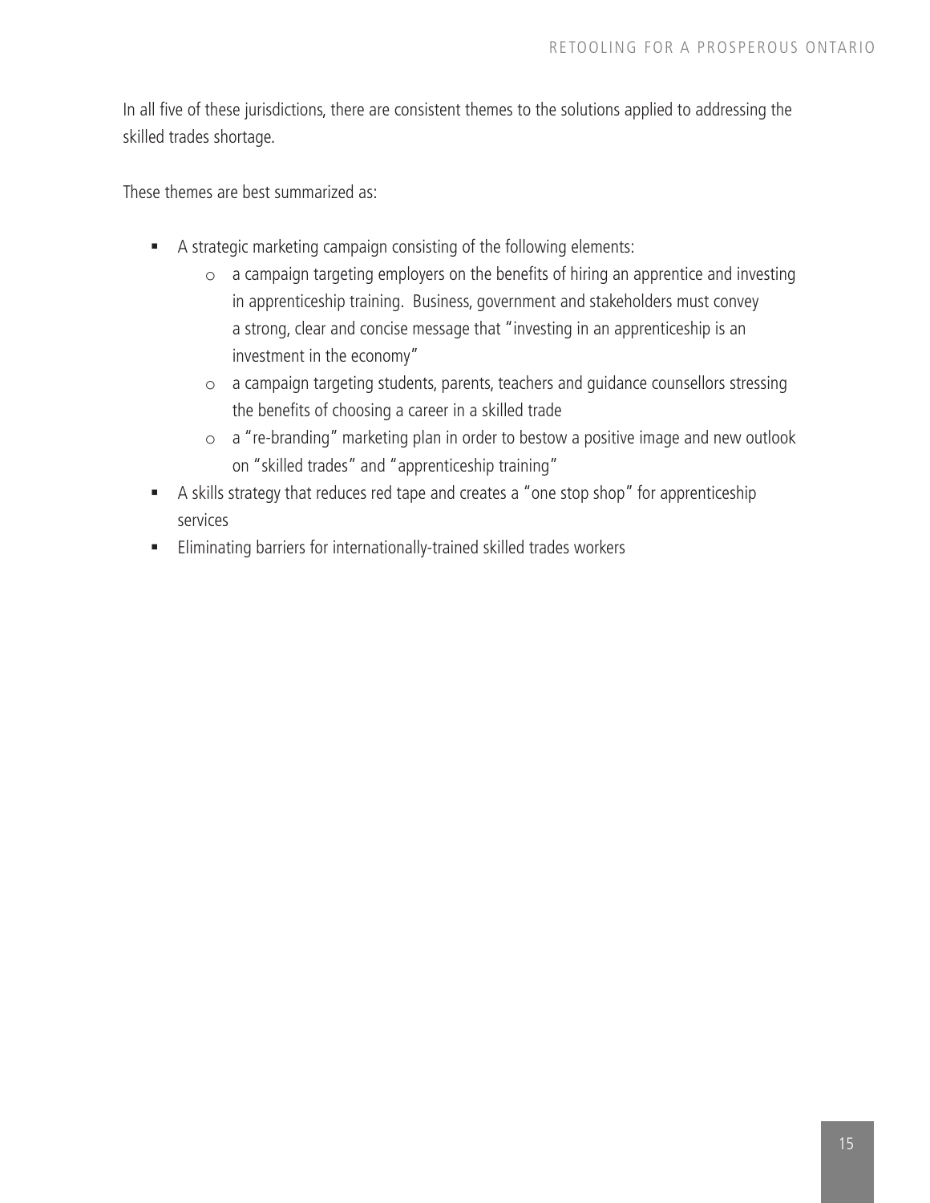In all five of these jurisdictions, there are consistent themes to the solutions applied to addressing the skilled trades shortage.

These themes are best summarized as:

- A strategic marketing campaign consisting of the following elements:
    - a campaign targeting employers on the benefits of hiring an apprentice and investing in apprenticeship training. Business, government and stakeholders must convey a strong, clear and concise message that "investing in an apprenticeship is an investment in the economy"
    - a campaign targeting students, parents, teachers and guidance counsellors stressing the benefits of choosing a career in a skilled trade
    - a "re-branding" marketing plan in order to bestow a positive image and new outlook on "skilled trades" and "apprenticeship training"
- A skills strategy that reduces red tape and creates a "one stop shop" for apprenticeship services
- Eliminating barriers for internationally-trained skilled trades workers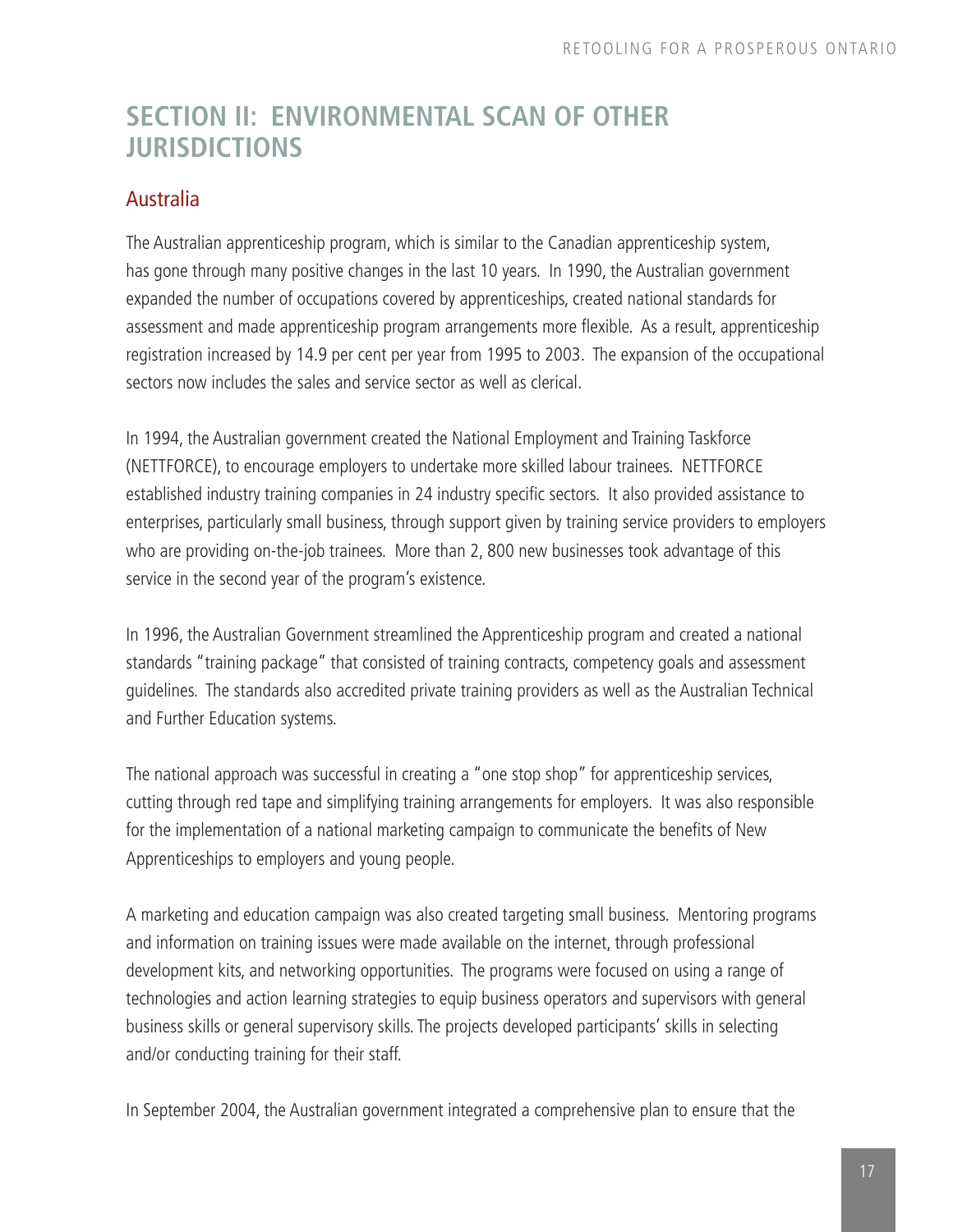# SECTION II: ENVIRONMENTAL SCAN OF OTHER JURISDICTIONS

## Australia

The Australian apprenticeship program, which is similar to the Canadian apprenticeship system, has gone through many positive changes in the last 10 years. In 1990, the Australian government expanded the number of occupations covered by apprenticeships, created national standards for assessment and made apprenticeship program arrangements more flexible. As a result, apprenticeship registration increased by 14.9 per cent per year from 1995 to 2003. The expansion of the occupational sectors now includes the sales and service sector as well as clerical.

In 1994, the Australian government created the National Employment and Training Taskforce (NETTFORCE), to encourage employers to undertake more skilled labour trainees. NETTFORCE established industry training companies in 24 industry specific sectors. It also provided assistance to enterprises, particularly small business, through support given by training service providers to employers who are providing on-the-job trainees. More than 2, 800 new businesses took advantage of this service in the second year of the program's existence.

In 1996, the Australian Government streamlined the Apprenticeship program and created a national standards "training package" that consisted of training contracts, competency goals and assessment guidelines. The standards also accredited private training providers as well as the Australian Technical and Further Education systems.

The national approach was successful in creating a "one stop shop" for apprenticeship services, cutting through red tape and simplifying training arrangements for employers. It was also responsible for the implementation of a national marketing campaign to communicate the benefits of New Apprenticeships to employers and young people.

A marketing and education campaign was also created targeting small business. Mentoring programs and information on training issues were made available on the internet, through professional development kits, and networking opportunities. The programs were focused on using a range of technologies and action learning strategies to equip business operators and supervisors with general business skills or general supervisory skills. The projects developed participants' skills in selecting and/or conducting training for their staff.

In September 2004, the Australian government integrated a comprehensive plan to ensure that the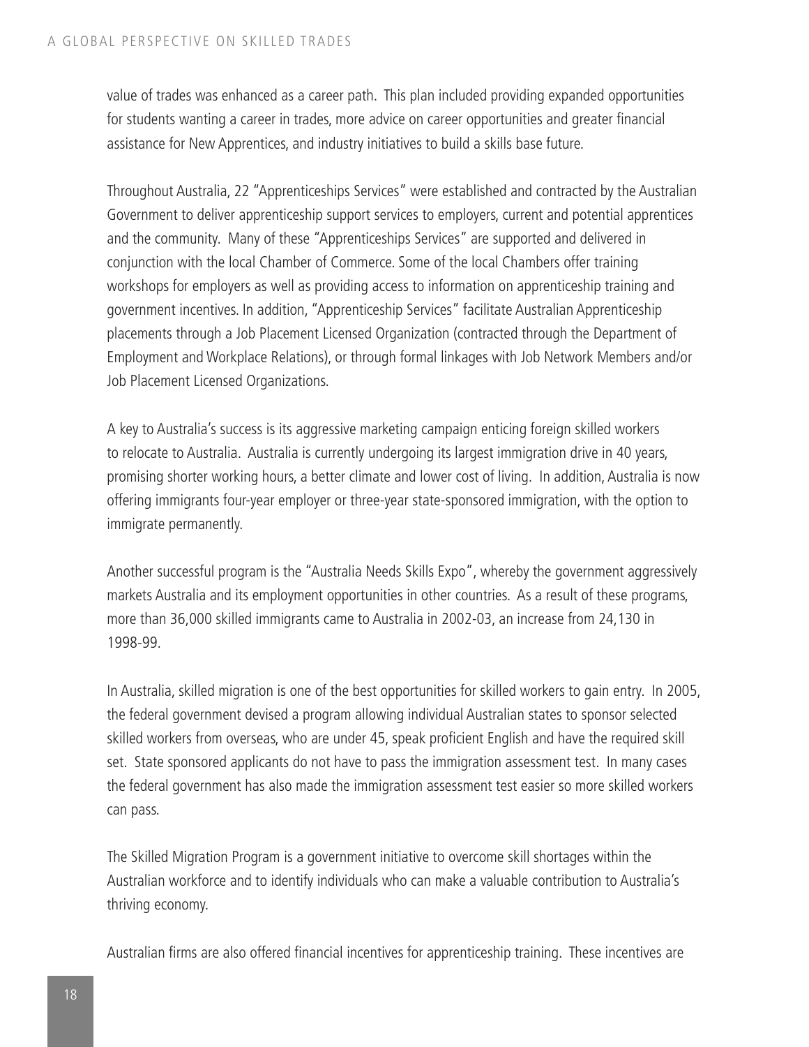value of trades was enhanced as a career path. This plan included providing expanded opportunities for students wanting a career in trades, more advice on career opportunities and greater financial assistance for New Apprentices, and industry initiatives to build a skills base future.

Throughout Australia, 22 "Apprenticeships Services" were established and contracted by the Australian Government to deliver apprenticeship support services to employers, current and potential apprentices and the community. Many of these "Apprenticeships Services" are supported and delivered in conjunction with the local Chamber of Commerce. Some of the local Chambers offer training workshops for employers as well as providing access to information on apprenticeship training and government incentives. In addition, "Apprenticeship Services" facilitate Australian Apprenticeship placements through a Job Placement Licensed Organization (contracted through the Department of Employment and Workplace Relations), or through formal linkages with Job Network Members and/or Job Placement Licensed Organizations.

A key to Australia's success is its aggressive marketing campaign enticing foreign skilled workers to relocate to Australia. Australia is currently undergoing its largest immigration drive in 40 years, promising shorter working hours, a better climate and lower cost of living. In addition, Australia is now offering immigrants four-year employer or three-year state-sponsored immigration, with the option to immigrate permanently.

Another successful program is the "Australia Needs Skills Expo", whereby the government aggressively markets Australia and its employment opportunities in other countries. As a result of these programs, more than 36,000 skilled immigrants came to Australia in 2002-03, an increase from 24,130 in 1998-99.

In Australia, skilled migration is one of the best opportunities for skilled workers to gain entry. In 2005, the federal government devised a program allowing individual Australian states to sponsor selected skilled workers from overseas, who are under 45, speak proficient English and have the required skill set. State sponsored applicants do not have to pass the immigration assessment test. In many cases the federal government has also made the immigration assessment test easier so more skilled workers can pass.

The Skilled Migration Program is a government initiative to overcome skill shortages within the Australian workforce and to identify individuals who can make a valuable contribution to Australia's thriving economy.

Australian firms are also offered financial incentives for apprenticeship training. These incentives are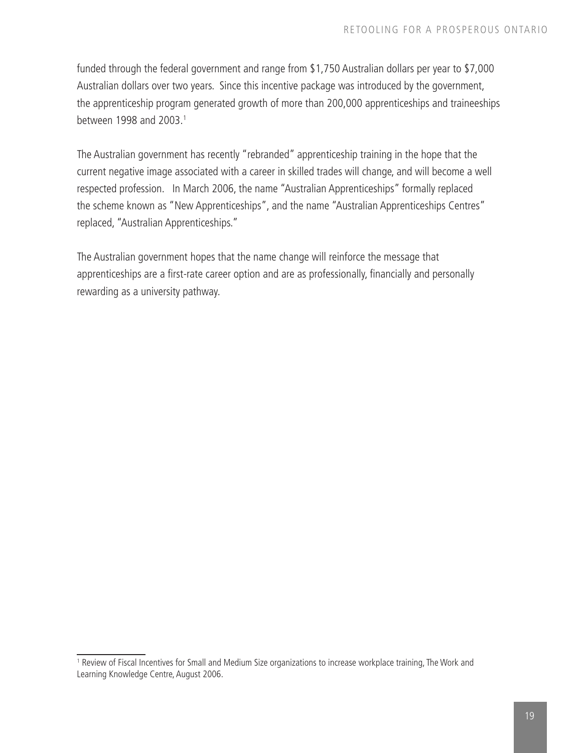funded through the federal government and range from $1,750 Australian dollars per year to $7,000 Australian dollars over two years. Since this incentive package was introduced by the government, the apprenticeship program generated growth of more than 200,000 apprenticeships and traineeships between 1998 and 2003.[1]

The Australian government has recently "rebranded" apprenticeship training in the hope that the current negative image associated with a career in skilled trades will change, and will become a well respected profession. In March 2006, the name "Australian Apprenticeships" formally replaced the scheme known as "New Apprenticeships", and the name "Australian Apprenticeships Centres" replaced, "Australian Apprenticeships."

The Australian government hopes that the name change will reinforce the message that apprenticeships are a first-rate career option and are as professionally, financially and personally rewarding as a university pathway.

[1] Review of Fiscal Incentives for Small and Medium Size organizations to increase workplace training, The Work and Learning Knowledge Centre, August 2006.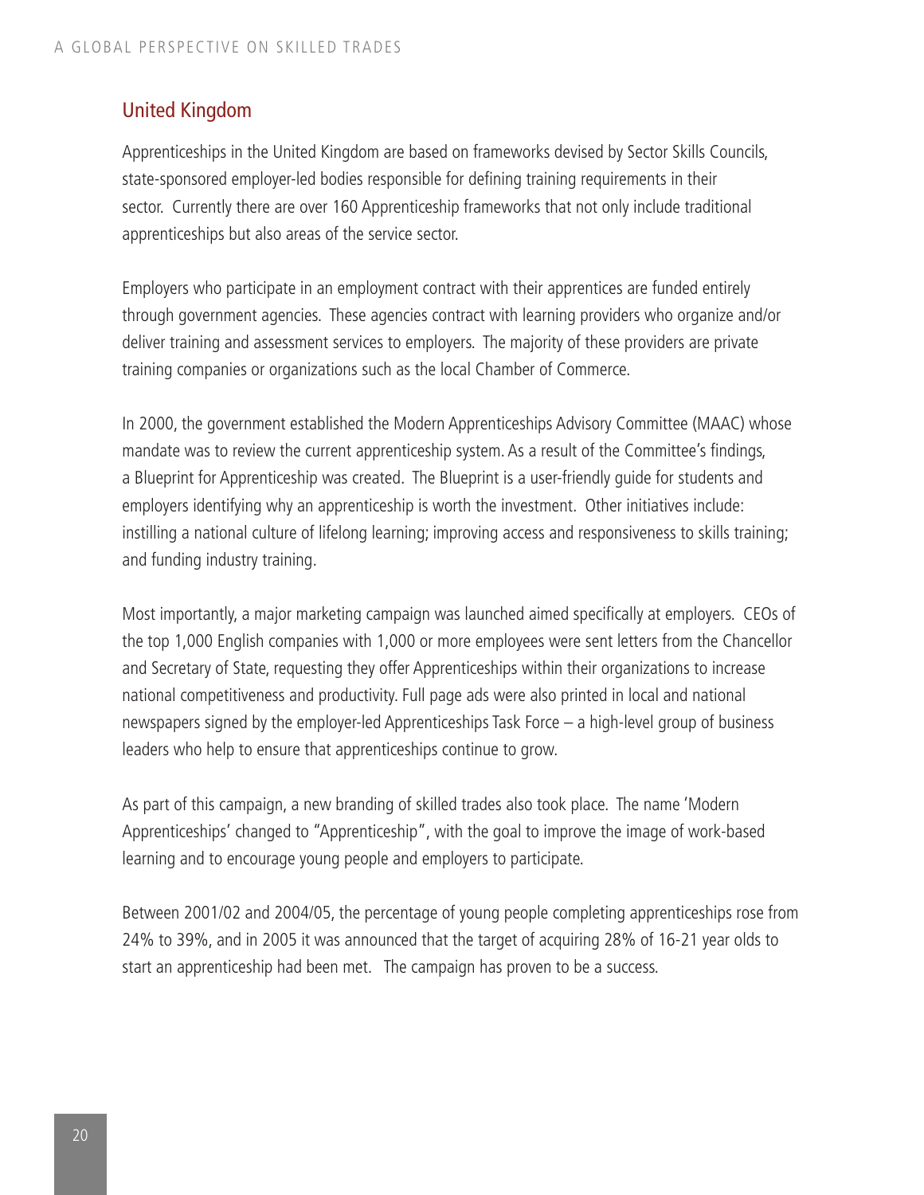## United Kingdom

Apprenticeships in the United Kingdom are based on frameworks devised by Sector Skills Councils, state-sponsored employer-led bodies responsible for defining training requirements in their sector. Currently there are over 160 Apprenticeship frameworks that not only include traditional apprenticeships but also areas of the service sector.

Employers who participate in an employment contract with their apprentices are funded entirely through government agencies. These agencies contract with learning providers who organize and/or deliver training and assessment services to employers. The majority of these providers are private training companies or organizations such as the local Chamber of Commerce.

In 2000, the government established the Modern Apprenticeships Advisory Committee (MAAC) whose mandate was to review the current apprenticeship system. As a result of the Committee's findings, a Blueprint for Apprenticeship was created. The Blueprint is a user-friendly guide for students and employers identifying why an apprenticeship is worth the investment. Other initiatives include: instilling a national culture of lifelong learning; improving access and responsiveness to skills training; and funding industry training.

Most importantly, a major marketing campaign was launched aimed specifically at employers. CEOs of the top 1,000 English companies with 1,000 or more employees were sent letters from the Chancellor and Secretary of State, requesting they offer Apprenticeships within their organizations to increase national competitiveness and productivity. Full page ads were also printed in local and national newspapers signed by the employer-led Apprenticeships Task Force – a high-level group of business leaders who help to ensure that apprenticeships continue to grow.

As part of this campaign, a new branding of skilled trades also took place. The name 'Modern Apprenticeships' changed to "Apprenticeship", with the goal to improve the image of work-based learning and to encourage young people and employers to participate.

Between 2001/02 and 2004/05, the percentage of young people completing apprenticeships rose from 24% to 39%, and in 2005 it was announced that the target of acquiring 28% of 16-21 year olds to start an apprenticeship had been met. The campaign has proven to be a success.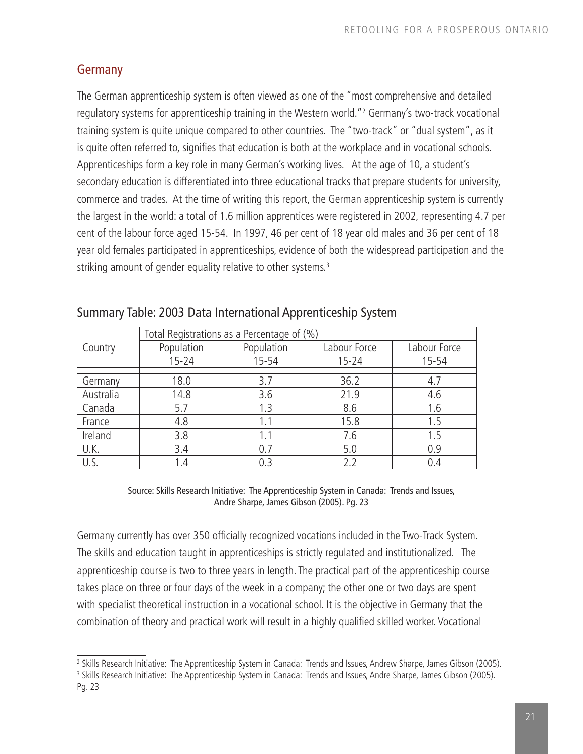## Germany

The German apprenticeship system is often viewed as one of the "most comprehensive and detailed regulatory systems for apprenticeship training in the Western world."[2] Germany's two-track vocational training system is quite unique compared to other countries. The "two-track" or "dual system", as it is quite often referred to, signifies that education is both at the workplace and in vocational schools. Apprenticeships form a key role in many German's working lives. At the age of 10, a student's secondary education is differentiated into three educational tracks that prepare students for university, commerce and trades. At the time of writing this report, the German apprenticeship system is currently the largest in the world: a total of 1.6 million apprentices were registered in 2002, representing 4.7 per cent of the labour force aged 15-54. In 1997, 46 per cent of 18 year old males and 36 per cent of 18 year old females participated in apprenticeships, evidence of both the widespread participation and the striking amount of gender equality relative to other systems.[3]

### Summary Table: 2003 Data International Apprenticeship System

| Country | Total Registrations as a Percentage of (%) | | | |
|---|---|---|---|---|
| | Population 15-24 | Population 15-54 | Labour Force 15-24 | Labour Force 15-54 |
| Germany | 18.0 | 3.7 | 36.2 | 4.7 |
| Australia | 14.8 | 3.6 | 21.9 | 4.6 |
| Canada | 5.7 | 1.3 | 8.6 | 1.6 |
| France | 4.8 | 1.1 | 15.8 | 1.5 |
| Ireland | 3.8 | 1.1 | 7.6 | 1.5 |
| U.K. | 3.4 | 0.7 | 5.0 | 0.9 |
| U.S. | 1.4 | 0.3 | 2.2 | 0.4 |

Source: Skills Research Initiative: The Apprenticeship System in Canada: Trends and Issues, Andre Sharpe, James Gibson (2005). Pg. 23

Germany currently has over 350 officially recognized vocations included in the Two-Track System. The skills and education taught in apprenticeships is strictly regulated and institutionalized. The apprenticeship course is two to three years in length. The practical part of the apprenticeship course takes place on three or four days of the week in a company; the other one or two days are spent with specialist theoretical instruction in a vocational school. It is the objective in Germany that the combination of theory and practical work will result in a highly qualified skilled worker. Vocational

---

[2] Skills Research Initiative: The Apprenticeship System in Canada: Trends and Issues, Andrew Sharpe, James Gibson (2005).

[3] Skills Research Initiative: The Apprenticeship System in Canada: Trends and Issues, Andre Sharpe, James Gibson (2005). Pg. 23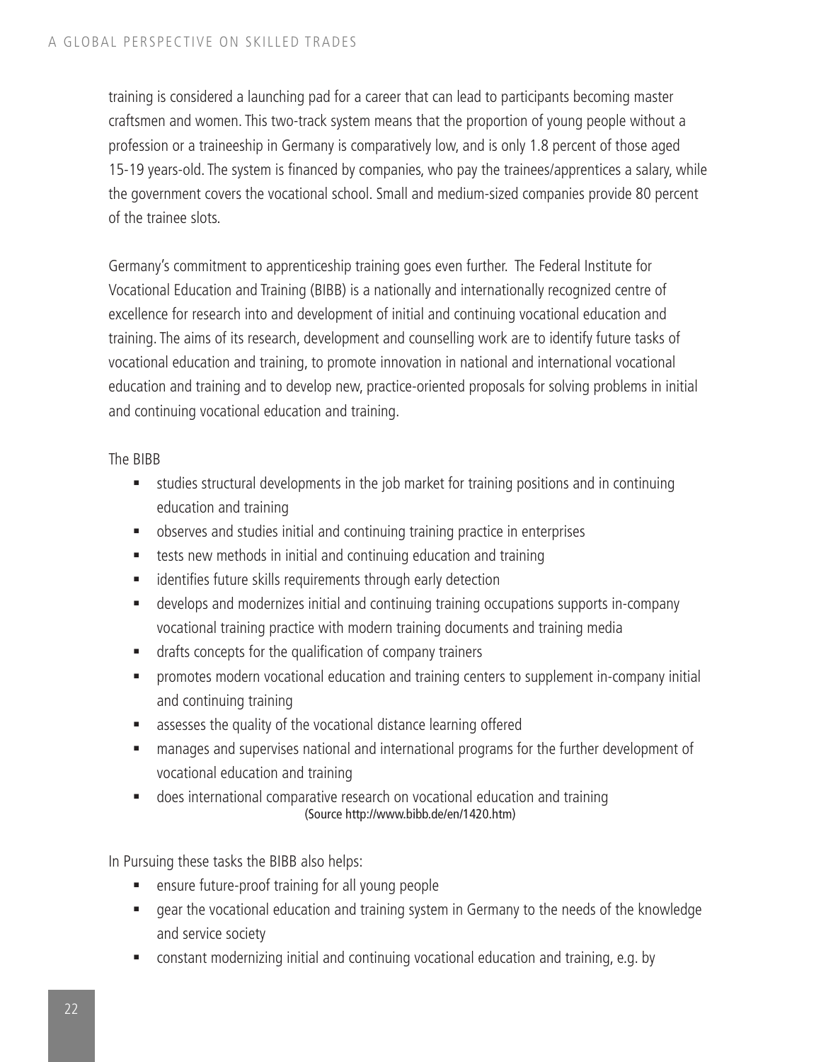training is considered a launching pad for a career that can lead to participants becoming master craftsmen and women. This two-track system means that the proportion of young people without a profession or a traineeship in Germany is comparatively low, and is only 1.8 percent of those aged 15-19 years-old. The system is financed by companies, who pay the trainees/apprentices a salary, while the government covers the vocational school. Small and medium-sized companies provide 80 percent of the trainee slots.

Germany's commitment to apprenticeship training goes even further. The Federal Institute for Vocational Education and Training (BIBB) is a nationally and internationally recognized centre of excellence for research into and development of initial and continuing vocational education and training. The aims of its research, development and counselling work are to identify future tasks of vocational education and training, to promote innovation in national and international vocational education and training and to develop new, practice-oriented proposals for solving problems in initial and continuing vocational education and training.

The BIBB

- studies structural developments in the job market for training positions and in continuing education and training
- observes and studies initial and continuing training practice in enterprises
- tests new methods in initial and continuing education and training
- identifies future skills requirements through early detection
- develops and modernizes initial and continuing training occupations supports in-company vocational training practice with modern training documents and training media
- drafts concepts for the qualification of company trainers
- promotes modern vocational education and training centers to supplement in-company initial and continuing training
- assesses the quality of the vocational distance learning offered
- manages and supervises national and international programs for the further development of vocational education and training
- does international comparative research on vocational education and training

(Source http://www.bibb.de/en/1420.htm)

In Pursuing these tasks the BIBB also helps:

- ensure future-proof training for all young people
- gear the vocational education and training system in Germany to the needs of the knowledge and service society
- constant modernizing initial and continuing vocational education and training, e.g. by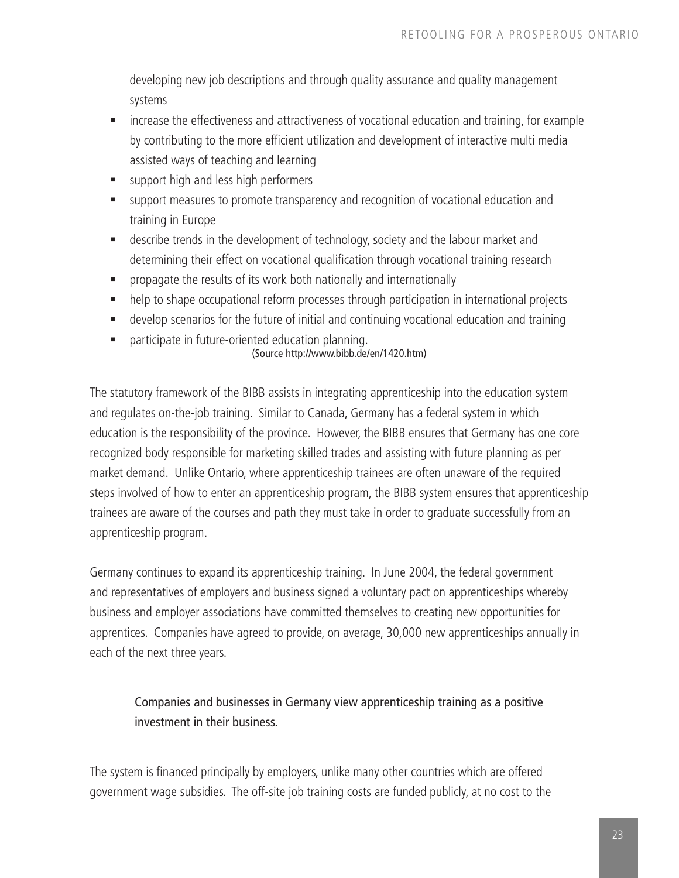developing new job descriptions and through quality assurance and quality management systems

- increase the effectiveness and attractiveness of vocational education and training, for example by contributing to the more efficient utilization and development of interactive multi media assisted ways of teaching and learning
- support high and less high performers
- support measures to promote transparency and recognition of vocational education and training in Europe
- describe trends in the development of technology, society and the labour market and determining their effect on vocational qualification through vocational training research
- propagate the results of its work both nationally and internationally
- help to shape occupational reform processes through participation in international projects
- develop scenarios for the future of initial and continuing vocational education and training
- participate in future-oriented education planning.

(Source http://www.bibb.de/en/1420.htm)

The statutory framework of the BIBB assists in integrating apprenticeship into the education system and regulates on-the-job training. Similar to Canada, Germany has a federal system in which education is the responsibility of the province. However, the BIBB ensures that Germany has one core recognized body responsible for marketing skilled trades and assisting with future planning as per market demand. Unlike Ontario, where apprenticeship trainees are often unaware of the required steps involved of how to enter an apprenticeship program, the BIBB system ensures that apprenticeship trainees are aware of the courses and path they must take in order to graduate successfully from an apprenticeship program.

Germany continues to expand its apprenticeship training. In June 2004, the federal government and representatives of employers and business signed a voluntary pact on apprenticeships whereby business and employer associations have committed themselves to creating new opportunities for apprentices. Companies have agreed to provide, on average, 30,000 new apprenticeships annually in each of the next three years.

> Companies and businesses in Germany view apprenticeship training as a positive investment in their business.

The system is financed principally by employers, unlike many other countries which are offered government wage subsidies. The off-site job training costs are funded publicly, at no cost to the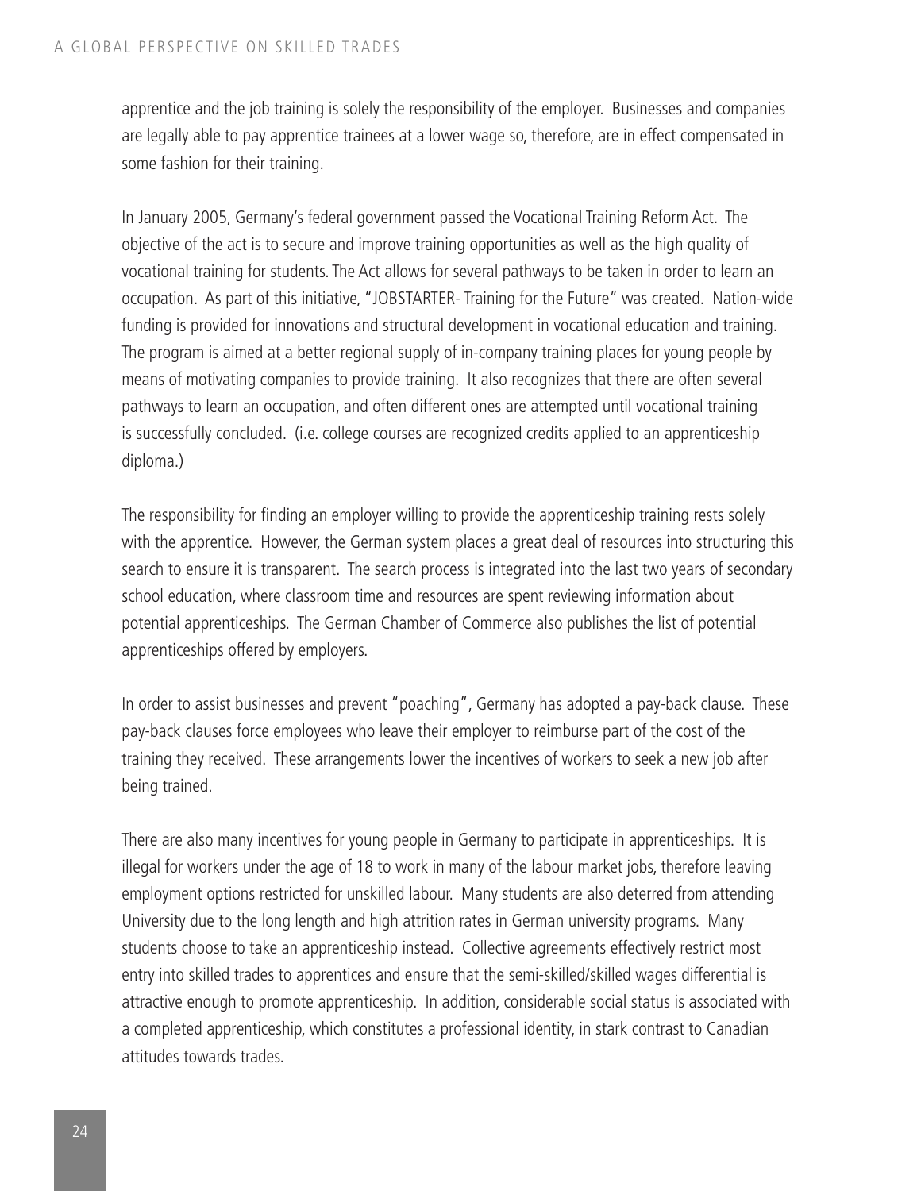apprentice and the job training is solely the responsibility of the employer. Businesses and companies are legally able to pay apprentice trainees at a lower wage so, therefore, are in effect compensated in some fashion for their training.

In January 2005, Germany's federal government passed the Vocational Training Reform Act. The objective of the act is to secure and improve training opportunities as well as the high quality of vocational training for students. The Act allows for several pathways to be taken in order to learn an occupation. As part of this initiative, "JOBSTARTER- Training for the Future" was created. Nation-wide funding is provided for innovations and structural development in vocational education and training. The program is aimed at a better regional supply of in-company training places for young people by means of motivating companies to provide training. It also recognizes that there are often several pathways to learn an occupation, and often different ones are attempted until vocational training is successfully concluded. (i.e. college courses are recognized credits applied to an apprenticeship diploma.)

The responsibility for finding an employer willing to provide the apprenticeship training rests solely with the apprentice. However, the German system places a great deal of resources into structuring this search to ensure it is transparent. The search process is integrated into the last two years of secondary school education, where classroom time and resources are spent reviewing information about potential apprenticeships. The German Chamber of Commerce also publishes the list of potential apprenticeships offered by employers.

In order to assist businesses and prevent "poaching", Germany has adopted a pay-back clause. These pay-back clauses force employees who leave their employer to reimburse part of the cost of the training they received. These arrangements lower the incentives of workers to seek a new job after being trained.

There are also many incentives for young people in Germany to participate in apprenticeships. It is illegal for workers under the age of 18 to work in many of the labour market jobs, therefore leaving employment options restricted for unskilled labour. Many students are also deterred from attending University due to the long length and high attrition rates in German university programs. Many students choose to take an apprenticeship instead. Collective agreements effectively restrict most entry into skilled trades to apprentices and ensure that the semi-skilled/skilled wages differential is attractive enough to promote apprenticeship. In addition, considerable social status is associated with a completed apprenticeship, which constitutes a professional identity, in stark contrast to Canadian attitudes towards trades.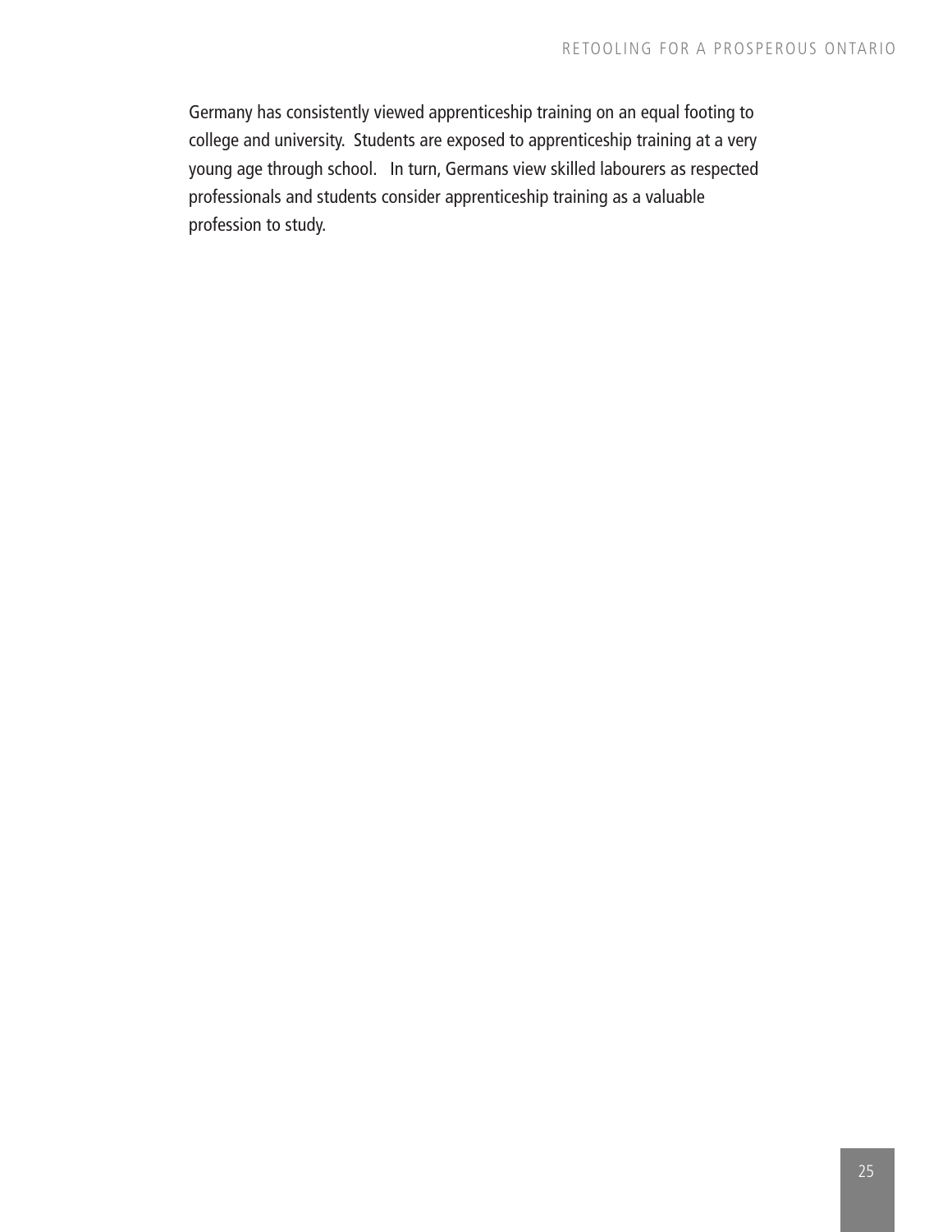Germany has consistently viewed apprenticeship training on an equal footing to college and university. Students are exposed to apprenticeship training at a very young age through school. In turn, Germans view skilled labourers as respected professionals and students consider apprenticeship training as a valuable profession to study.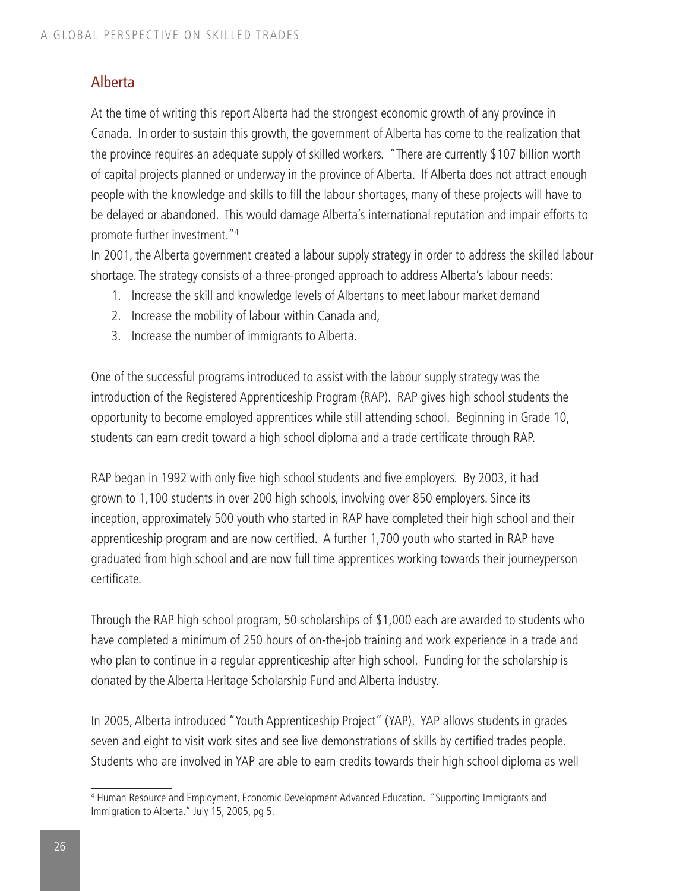## Alberta

At the time of writing this report Alberta had the strongest economic growth of any province in Canada. In order to sustain this growth, the government of Alberta has come to the realization that the province requires an adequate supply of skilled workers. "There are currently $107 billion worth of capital projects planned or underway in the province of Alberta. If Alberta does not attract enough people with the knowledge and skills to fill the labour shortages, many of these projects will have to be delayed or abandoned. This would damage Alberta's international reputation and impair efforts to promote further investment."[4]

In 2001, the Alberta government created a labour supply strategy in order to address the skilled labour shortage. The strategy consists of a three-pronged approach to address Alberta's labour needs:

1. Increase the skill and knowledge levels of Albertans to meet labour market demand
2. Increase the mobility of labour within Canada and,
3. Increase the number of immigrants to Alberta.

One of the successful programs introduced to assist with the labour supply strategy was the introduction of the Registered Apprenticeship Program (RAP). RAP gives high school students the opportunity to become employed apprentices while still attending school. Beginning in Grade 10, students can earn credit toward a high school diploma and a trade certificate through RAP.

RAP began in 1992 with only five high school students and five employers. By 2003, it had grown to 1,100 students in over 200 high schools, involving over 850 employers. Since its inception, approximately 500 youth who started in RAP have completed their high school and their apprenticeship program and are now certified. A further 1,700 youth who started in RAP have graduated from high school and are now full time apprentices working towards their journeyperson certificate.

Through the RAP high school program, 50 scholarships of $1,000 each are awarded to students who have completed a minimum of 250 hours of on-the-job training and work experience in a trade and who plan to continue in a regular apprenticeship after high school. Funding for the scholarship is donated by the Alberta Heritage Scholarship Fund and Alberta industry.

In 2005, Alberta introduced "Youth Apprenticeship Project" (YAP). YAP allows students in grades seven and eight to visit work sites and see live demonstrations of skills by certified trades people. Students who are involved in YAP are able to earn credits towards their high school diploma as well

---

[4] Human Resource and Employment, Economic Development Advanced Education. "Supporting Immigrants and Immigration to Alberta." July 15, 2005, pg 5.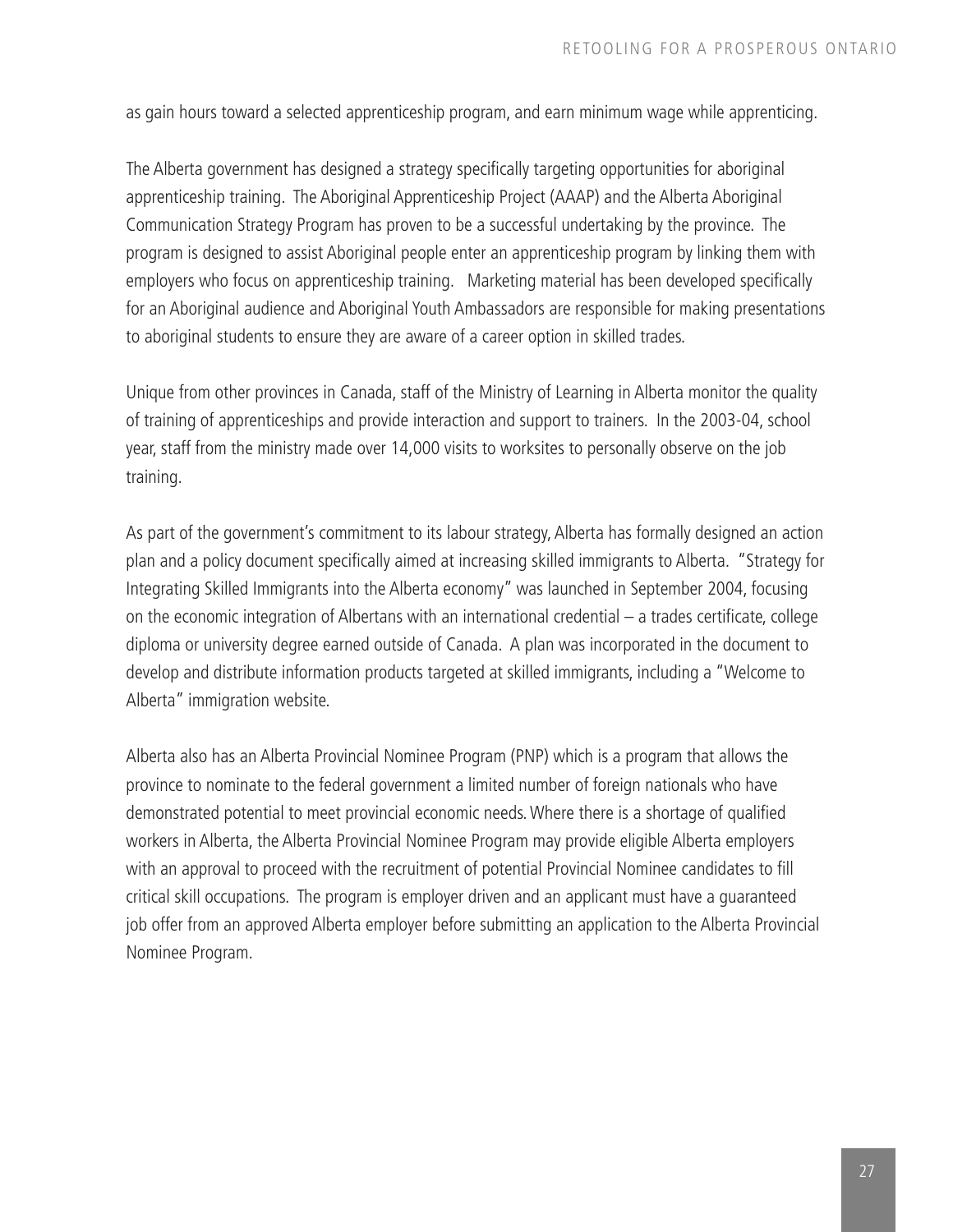as gain hours toward a selected apprenticeship program, and earn minimum wage while apprenticing.

The Alberta government has designed a strategy specifically targeting opportunities for aboriginal apprenticeship training. The Aboriginal Apprenticeship Project (AAAP) and the Alberta Aboriginal Communication Strategy Program has proven to be a successful undertaking by the province. The program is designed to assist Aboriginal people enter an apprenticeship program by linking them with employers who focus on apprenticeship training. Marketing material has been developed specifically for an Aboriginal audience and Aboriginal Youth Ambassadors are responsible for making presentations to aboriginal students to ensure they are aware of a career option in skilled trades.

Unique from other provinces in Canada, staff of the Ministry of Learning in Alberta monitor the quality of training of apprenticeships and provide interaction and support to trainers. In the 2003-04, school year, staff from the ministry made over 14,000 visits to worksites to personally observe on the job training.

As part of the government's commitment to its labour strategy, Alberta has formally designed an action plan and a policy document specifically aimed at increasing skilled immigrants to Alberta. "Strategy for Integrating Skilled Immigrants into the Alberta economy" was launched in September 2004, focusing on the economic integration of Albertans with an international credential – a trades certificate, college diploma or university degree earned outside of Canada. A plan was incorporated in the document to develop and distribute information products targeted at skilled immigrants, including a "Welcome to Alberta" immigration website.

Alberta also has an Alberta Provincial Nominee Program (PNP) which is a program that allows the province to nominate to the federal government a limited number of foreign nationals who have demonstrated potential to meet provincial economic needs. Where there is a shortage of qualified workers in Alberta, the Alberta Provincial Nominee Program may provide eligible Alberta employers with an approval to proceed with the recruitment of potential Provincial Nominee candidates to fill critical skill occupations. The program is employer driven and an applicant must have a guaranteed job offer from an approved Alberta employer before submitting an application to the Alberta Provincial Nominee Program.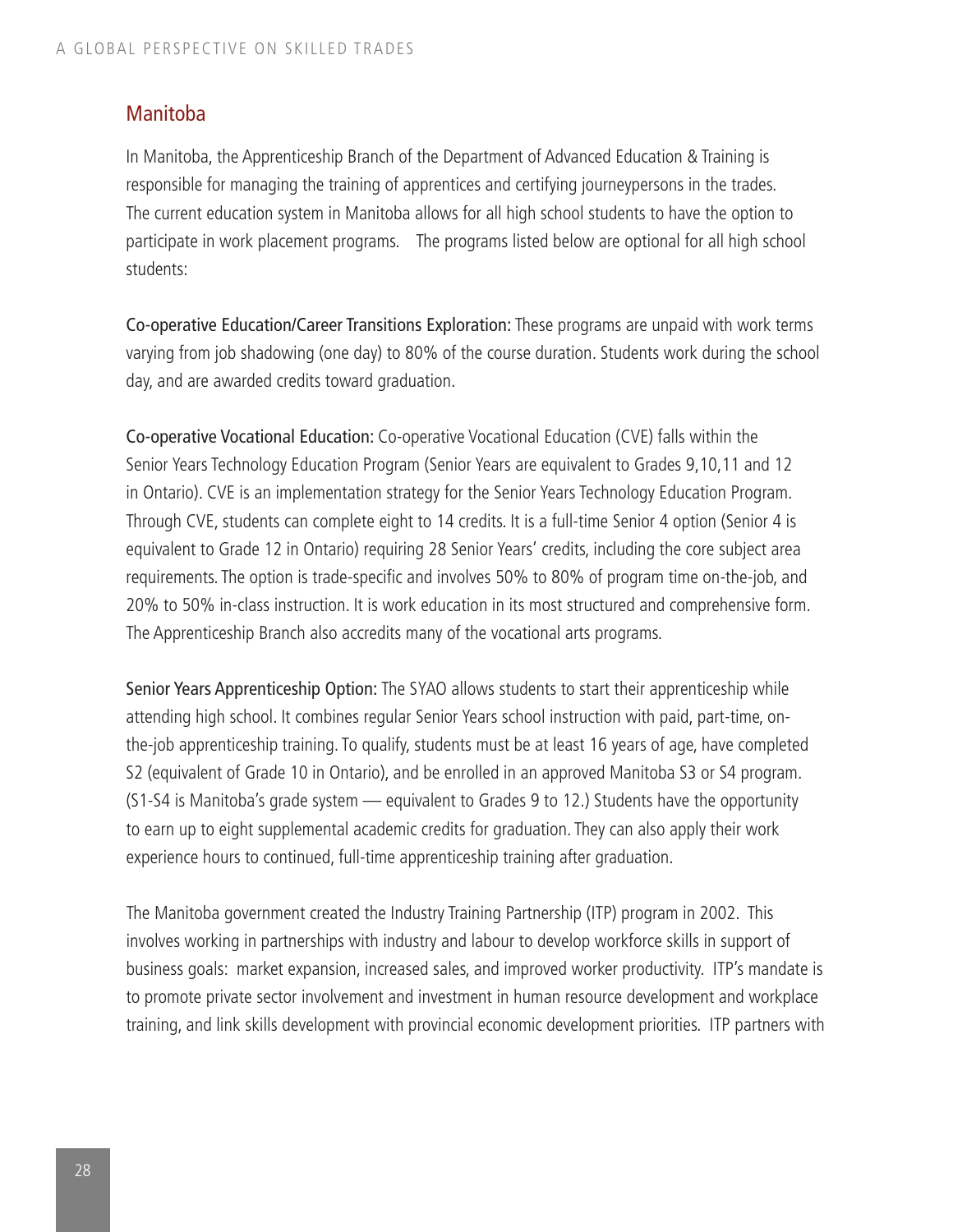## Manitoba

In Manitoba, the Apprenticeship Branch of the Department of Advanced Education & Training is responsible for managing the training of apprentices and certifying journeypersons in the trades. The current education system in Manitoba allows for all high school students to have the option to participate in work placement programs. The programs listed below are optional for all high school students:

**Co-operative Education/Career Transitions Exploration:** These programs are unpaid with work terms varying from job shadowing (one day) to 80% of the course duration. Students work during the school day, and are awarded credits toward graduation.

**Co-operative Vocational Education:** Co-operative Vocational Education (CVE) falls within the Senior Years Technology Education Program (Senior Years are equivalent to Grades 9,10,11 and 12 in Ontario). CVE is an implementation strategy for the Senior Years Technology Education Program. Through CVE, students can complete eight to 14 credits. It is a full-time Senior 4 option (Senior 4 is equivalent to Grade 12 in Ontario) requiring 28 Senior Years' credits, including the core subject area requirements. The option is trade-specific and involves 50% to 80% of program time on-the-job, and 20% to 50% in-class instruction. It is work education in its most structured and comprehensive form. The Apprenticeship Branch also accredits many of the vocational arts programs.

**Senior Years Apprenticeship Option:** The SYAO allows students to start their apprenticeship while attending high school. It combines regular Senior Years school instruction with paid, part-time, on-the-job apprenticeship training. To qualify, students must be at least 16 years of age, have completed S2 (equivalent of Grade 10 in Ontario), and be enrolled in an approved Manitoba S3 or S4 program. (S1-S4 is Manitoba's grade system — equivalent to Grades 9 to 12.) Students have the opportunity to earn up to eight supplemental academic credits for graduation. They can also apply their work experience hours to continued, full-time apprenticeship training after graduation.

The Manitoba government created the Industry Training Partnership (ITP) program in 2002. This involves working in partnerships with industry and labour to develop workforce skills in support of business goals: market expansion, increased sales, and improved worker productivity. ITP's mandate is to promote private sector involvement and investment in human resource development and workplace training, and link skills development with provincial economic development priorities. ITP partners with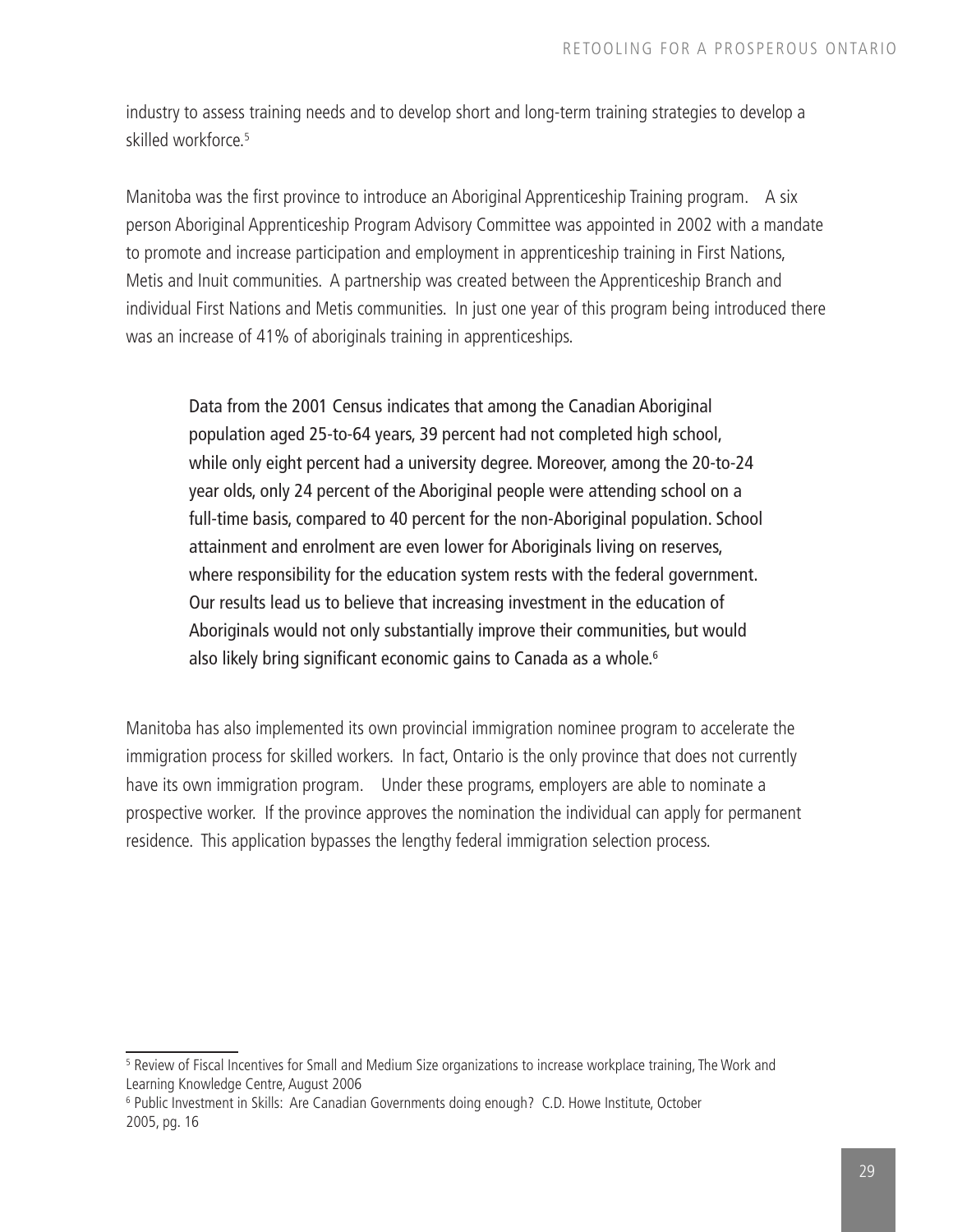industry to assess training needs and to develop short and long-term training strategies to develop a skilled workforce.[5]

Manitoba was the first province to introduce an Aboriginal Apprenticeship Training program. A six person Aboriginal Apprenticeship Program Advisory Committee was appointed in 2002 with a mandate to promote and increase participation and employment in apprenticeship training in First Nations, Metis and Inuit communities. A partnership was created between the Apprenticeship Branch and individual First Nations and Metis communities. In just one year of this program being introduced there was an increase of 41% of aboriginals training in apprenticeships.

> Data from the 2001 Census indicates that among the Canadian Aboriginal population aged 25-to-64 years, 39 percent had not completed high school, while only eight percent had a university degree. Moreover, among the 20-to-24 year olds, only 24 percent of the Aboriginal people were attending school on a full-time basis, compared to 40 percent for the non-Aboriginal population. School attainment and enrolment are even lower for Aboriginals living on reserves, where responsibility for the education system rests with the federal government. Our results lead us to believe that increasing investment in the education of Aboriginals would not only substantially improve their communities, but would also likely bring significant economic gains to Canada as a whole.[6]

Manitoba has also implemented its own provincial immigration nominee program to accelerate the immigration process for skilled workers. In fact, Ontario is the only province that does not currently have its own immigration program. Under these programs, employers are able to nominate a prospective worker. If the province approves the nomination the individual can apply for permanent residence. This application bypasses the lengthy federal immigration selection process.

---

[5] Review of Fiscal Incentives for Small and Medium Size organizations to increase workplace training, The Work and Learning Knowledge Centre, August 2006

[6] Public Investment in Skills: Are Canadian Governments doing enough? C.D. Howe Institute, October 2005, pg. 16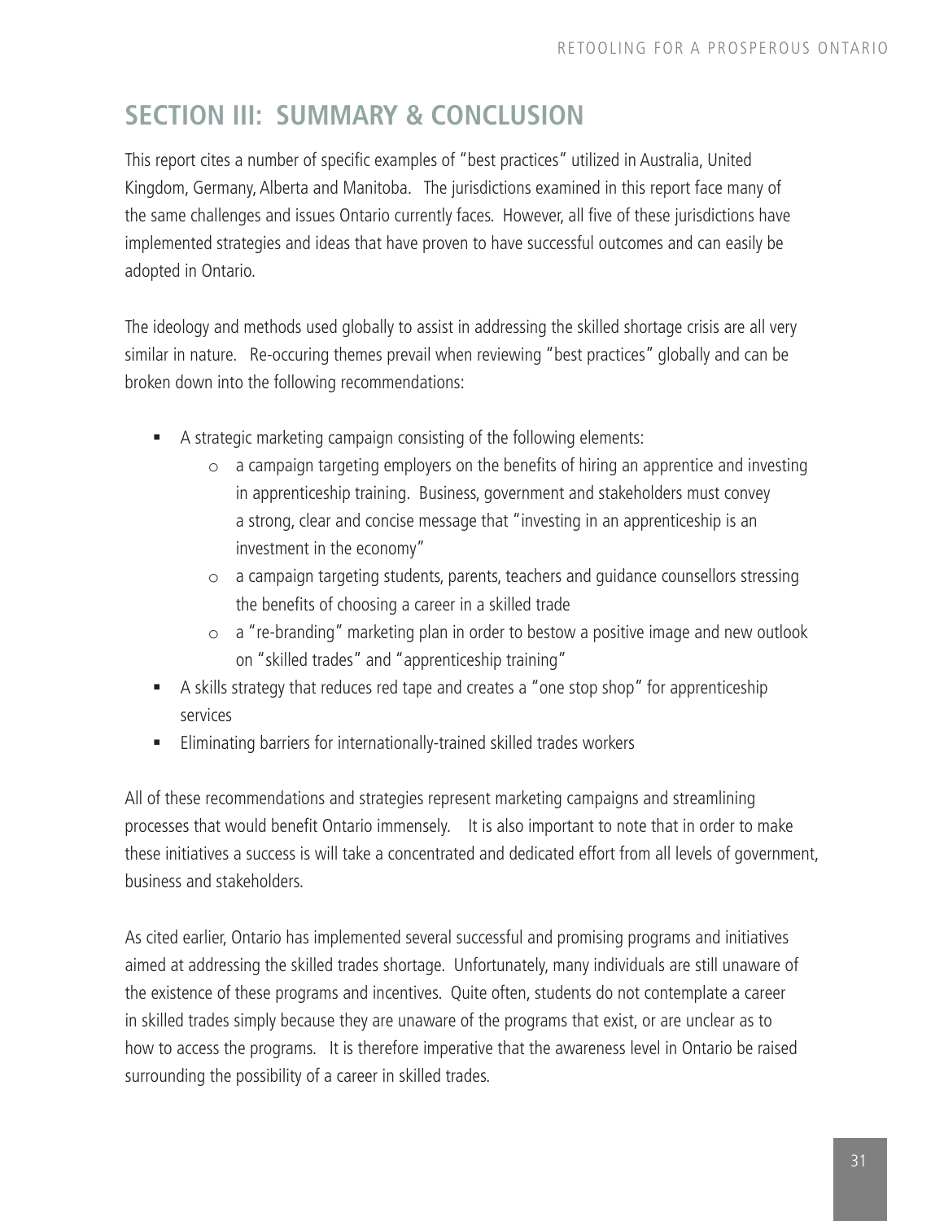## SECTION III: SUMMARY & CONCLUSION

This report cites a number of specific examples of "best practices" utilized in Australia, United Kingdom, Germany, Alberta and Manitoba. The jurisdictions examined in this report face many of the same challenges and issues Ontario currently faces. However, all five of these jurisdictions have implemented strategies and ideas that have proven to have successful outcomes and can easily be adopted in Ontario.

The ideology and methods used globally to assist in addressing the skilled shortage crisis are all very similar in nature. Re-occuring themes prevail when reviewing "best practices" globally and can be broken down into the following recommendations:

- A strategic marketing campaign consisting of the following elements:
  - a campaign targeting employers on the benefits of hiring an apprentice and investing in apprenticeship training. Business, government and stakeholders must convey a strong, clear and concise message that "investing in an apprenticeship is an investment in the economy"
  - a campaign targeting students, parents, teachers and guidance counsellors stressing the benefits of choosing a career in a skilled trade
  - a "re-branding" marketing plan in order to bestow a positive image and new outlook on "skilled trades" and "apprenticeship training"
- A skills strategy that reduces red tape and creates a "one stop shop" for apprenticeship services
- Eliminating barriers for internationally-trained skilled trades workers

All of these recommendations and strategies represent marketing campaigns and streamlining processes that would benefit Ontario immensely. It is also important to note that in order to make these initiatives a success is will take a concentrated and dedicated effort from all levels of government, business and stakeholders.

As cited earlier, Ontario has implemented several successful and promising programs and initiatives aimed at addressing the skilled trades shortage. Unfortunately, many individuals are still unaware of the existence of these programs and incentives. Quite often, students do not contemplate a career in skilled trades simply because they are unaware of the programs that exist, or are unclear as to how to access the programs. It is therefore imperative that the awareness level in Ontario be raised surrounding the possibility of a career in skilled trades.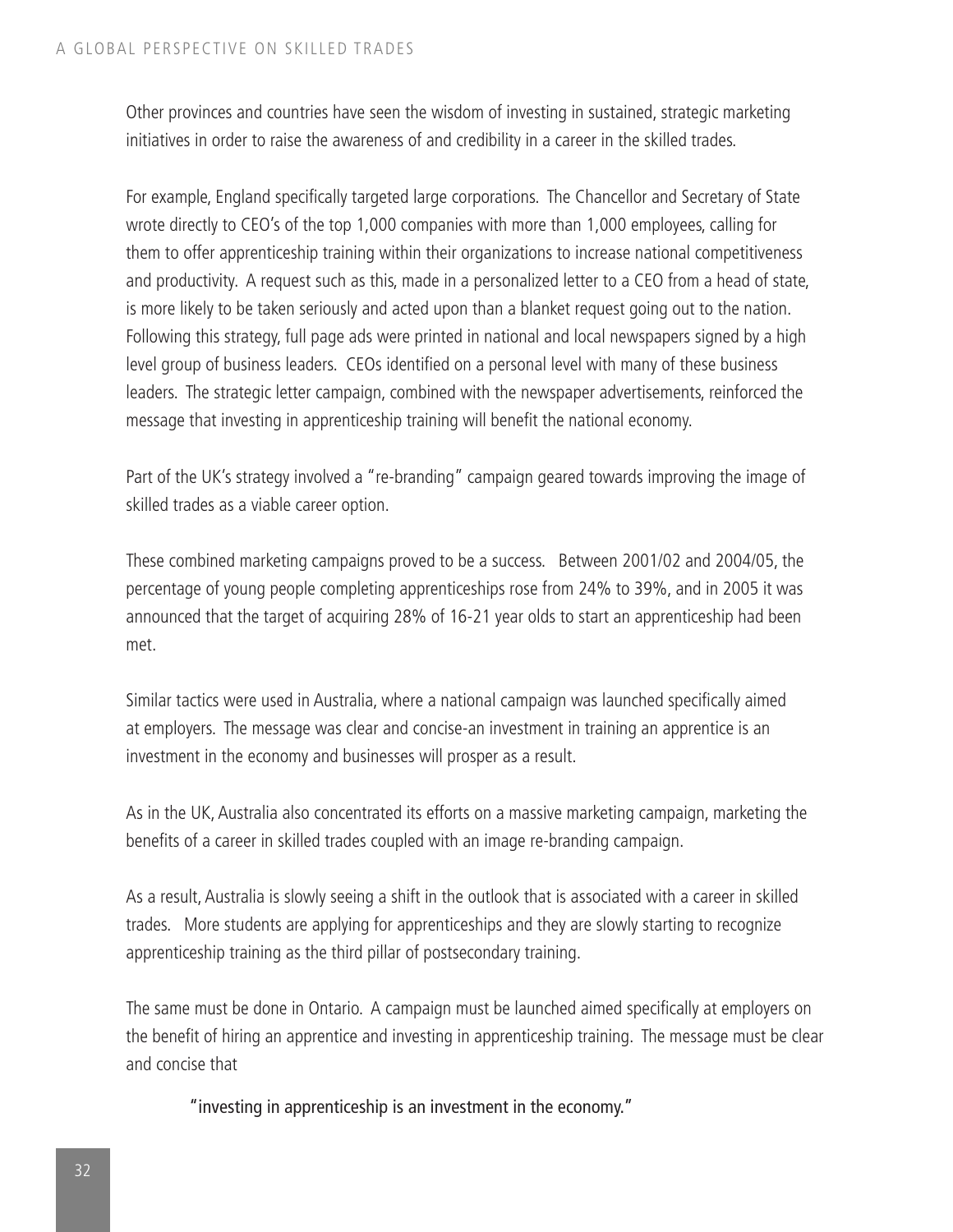Other provinces and countries have seen the wisdom of investing in sustained, strategic marketing initiatives in order to raise the awareness of and credibility in a career in the skilled trades.

For example, England specifically targeted large corporations. The Chancellor and Secretary of State wrote directly to CEO's of the top 1,000 companies with more than 1,000 employees, calling for them to offer apprenticeship training within their organizations to increase national competitiveness and productivity. A request such as this, made in a personalized letter to a CEO from a head of state, is more likely to be taken seriously and acted upon than a blanket request going out to the nation. Following this strategy, full page ads were printed in national and local newspapers signed by a high level group of business leaders. CEOs identified on a personal level with many of these business leaders. The strategic letter campaign, combined with the newspaper advertisements, reinforced the message that investing in apprenticeship training will benefit the national economy.

Part of the UK's strategy involved a "re-branding" campaign geared towards improving the image of skilled trades as a viable career option.

These combined marketing campaigns proved to be a success. Between 2001/02 and 2004/05, the percentage of young people completing apprenticeships rose from 24% to 39%, and in 2005 it was announced that the target of acquiring 28% of 16-21 year olds to start an apprenticeship had been met.

Similar tactics were used in Australia, where a national campaign was launched specifically aimed at employers. The message was clear and concise-an investment in training an apprentice is an investment in the economy and businesses will prosper as a result.

As in the UK, Australia also concentrated its efforts on a massive marketing campaign, marketing the benefits of a career in skilled trades coupled with an image re-branding campaign.

As a result, Australia is slowly seeing a shift in the outlook that is associated with a career in skilled trades. More students are applying for apprenticeships and they are slowly starting to recognize apprenticeship training as the third pillar of postsecondary training.

The same must be done in Ontario. A campaign must be launched aimed specifically at employers on the benefit of hiring an apprentice and investing in apprenticeship training. The message must be clear and concise that

> "investing in apprenticeship is an investment in the economy."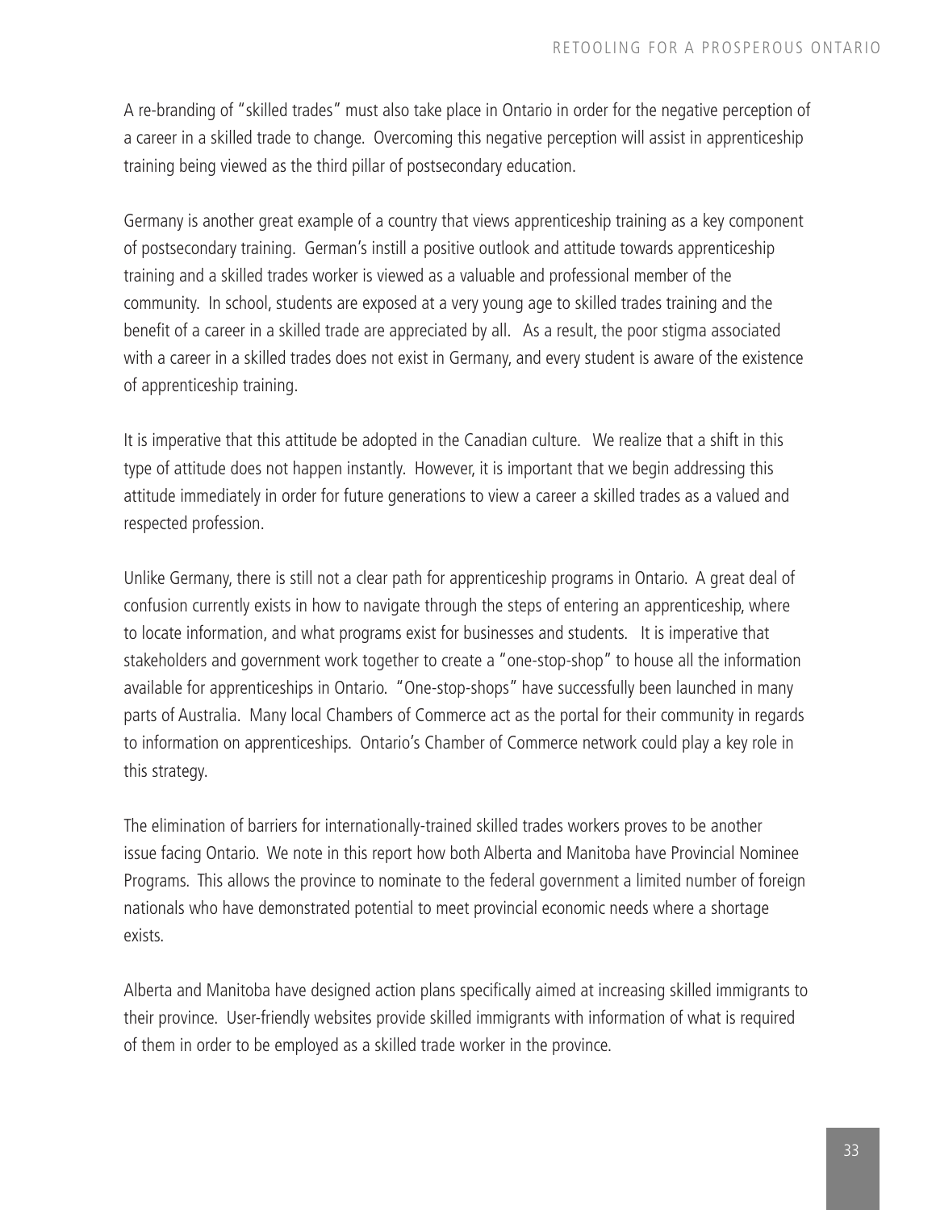A re-branding of "skilled trades" must also take place in Ontario in order for the negative perception of a career in a skilled trade to change. Overcoming this negative perception will assist in apprenticeship training being viewed as the third pillar of postsecondary education.

Germany is another great example of a country that views apprenticeship training as a key component of postsecondary training. German's instill a positive outlook and attitude towards apprenticeship training and a skilled trades worker is viewed as a valuable and professional member of the community. In school, students are exposed at a very young age to skilled trades training and the benefit of a career in a skilled trade are appreciated by all. As a result, the poor stigma associated with a career in a skilled trades does not exist in Germany, and every student is aware of the existence of apprenticeship training.

It is imperative that this attitude be adopted in the Canadian culture. We realize that a shift in this type of attitude does not happen instantly. However, it is important that we begin addressing this attitude immediately in order for future generations to view a career a skilled trades as a valued and respected profession.

Unlike Germany, there is still not a clear path for apprenticeship programs in Ontario. A great deal of confusion currently exists in how to navigate through the steps of entering an apprenticeship, where to locate information, and what programs exist for businesses and students. It is imperative that stakeholders and government work together to create a "one-stop-shop" to house all the information available for apprenticeships in Ontario. "One-stop-shops" have successfully been launched in many parts of Australia. Many local Chambers of Commerce act as the portal for their community in regards to information on apprenticeships. Ontario's Chamber of Commerce network could play a key role in this strategy.

The elimination of barriers for internationally-trained skilled trades workers proves to be another issue facing Ontario. We note in this report how both Alberta and Manitoba have Provincial Nominee Programs. This allows the province to nominate to the federal government a limited number of foreign nationals who have demonstrated potential to meet provincial economic needs where a shortage exists.

Alberta and Manitoba have designed action plans specifically aimed at increasing skilled immigrants to their province. User-friendly websites provide skilled immigrants with information of what is required of them in order to be employed as a skilled trade worker in the province.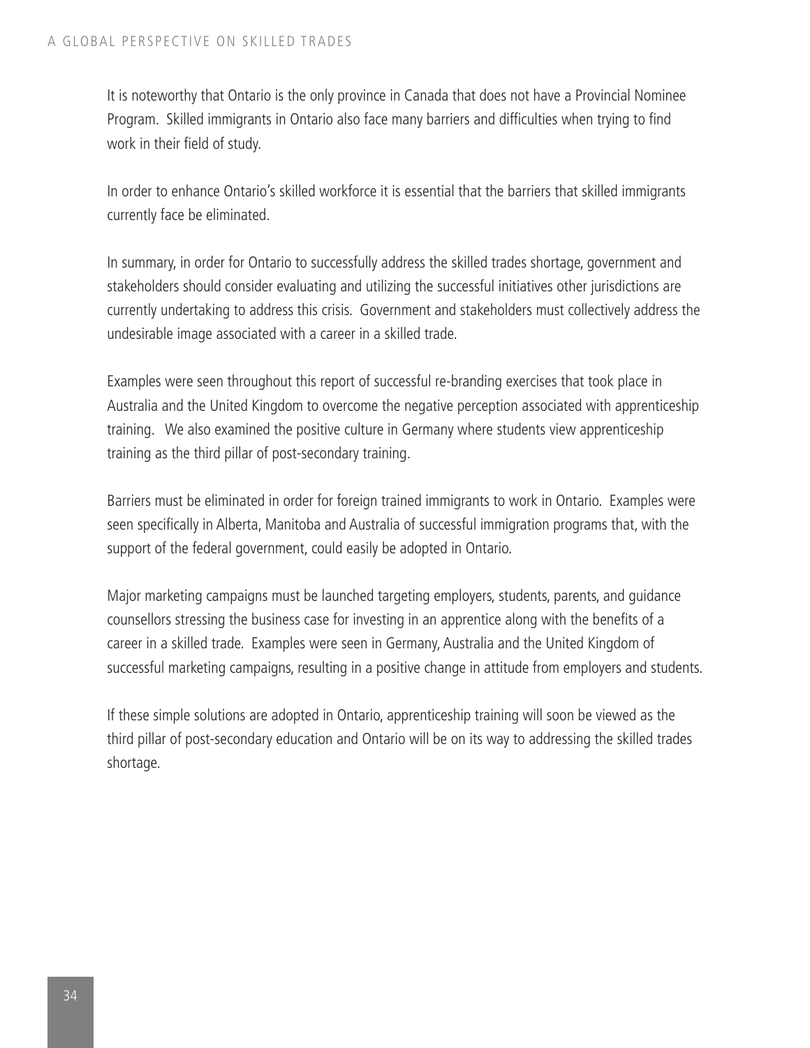It is noteworthy that Ontario is the only province in Canada that does not have a Provincial Nominee Program. Skilled immigrants in Ontario also face many barriers and difficulties when trying to find work in their field of study.

In order to enhance Ontario's skilled workforce it is essential that the barriers that skilled immigrants currently face be eliminated.

In summary, in order for Ontario to successfully address the skilled trades shortage, government and stakeholders should consider evaluating and utilizing the successful initiatives other jurisdictions are currently undertaking to address this crisis. Government and stakeholders must collectively address the undesirable image associated with a career in a skilled trade.

Examples were seen throughout this report of successful re-branding exercises that took place in Australia and the United Kingdom to overcome the negative perception associated with apprenticeship training. We also examined the positive culture in Germany where students view apprenticeship training as the third pillar of post-secondary training.

Barriers must be eliminated in order for foreign trained immigrants to work in Ontario. Examples were seen specifically in Alberta, Manitoba and Australia of successful immigration programs that, with the support of the federal government, could easily be adopted in Ontario.

Major marketing campaigns must be launched targeting employers, students, parents, and guidance counsellors stressing the business case for investing in an apprentice along with the benefits of a career in a skilled trade. Examples were seen in Germany, Australia and the United Kingdom of successful marketing campaigns, resulting in a positive change in attitude from employers and students.

If these simple solutions are adopted in Ontario, apprenticeship training will soon be viewed as the third pillar of post-secondary education and Ontario will be on its way to addressing the skilled trades shortage.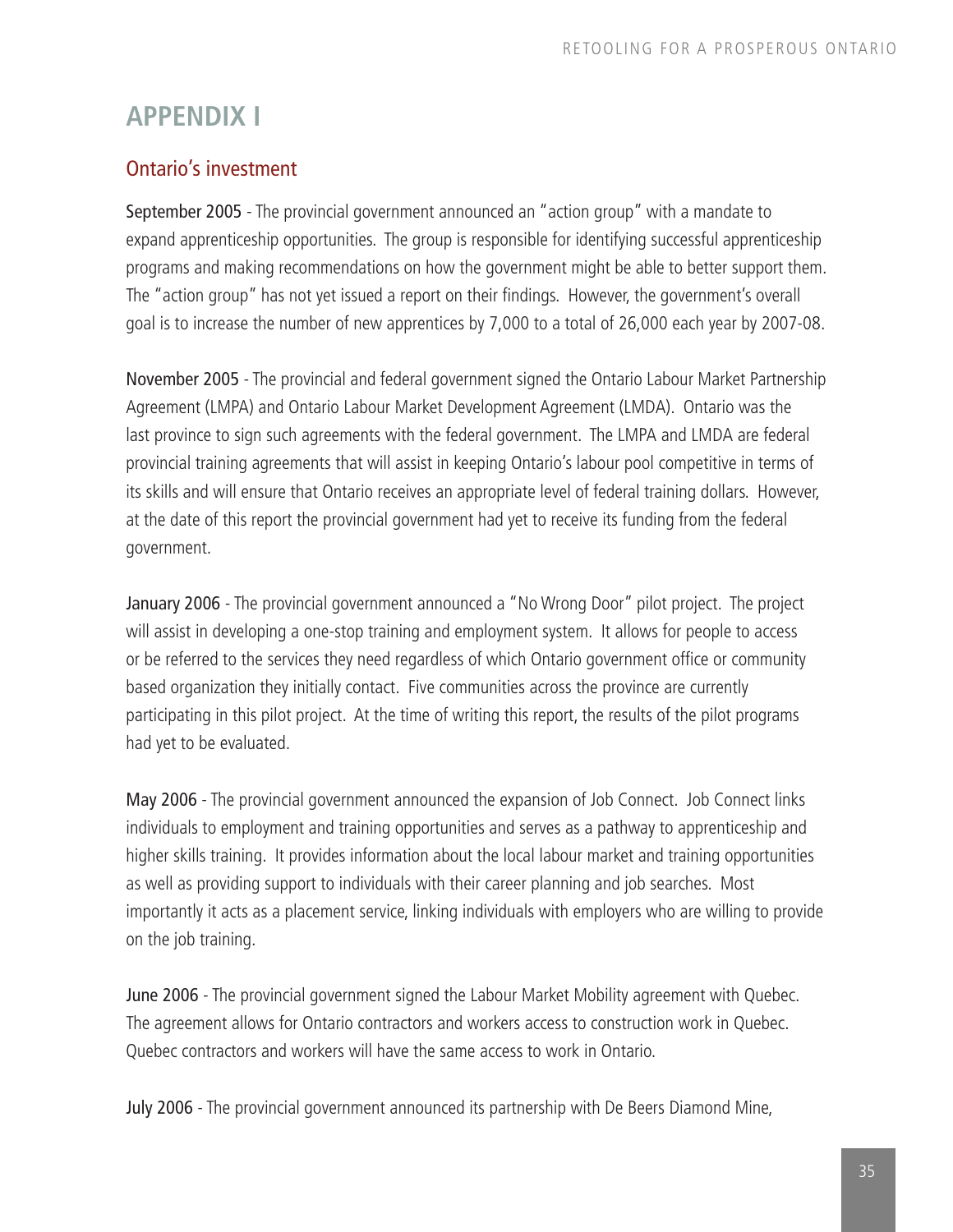# APPENDIX I

## Ontario's investment

**September 2005** - The provincial government announced an "action group" with a mandate to expand apprenticeship opportunities. The group is responsible for identifying successful apprenticeship programs and making recommendations on how the government might be able to better support them. The "action group" has not yet issued a report on their findings. However, the government's overall goal is to increase the number of new apprentices by 7,000 to a total of 26,000 each year by 2007-08.

**November 2005** - The provincial and federal government signed the Ontario Labour Market Partnership Agreement (LMPA) and Ontario Labour Market Development Agreement (LMDA). Ontario was the last province to sign such agreements with the federal government. The LMPA and LMDA are federal provincial training agreements that will assist in keeping Ontario's labour pool competitive in terms of its skills and will ensure that Ontario receives an appropriate level of federal training dollars. However, at the date of this report the provincial government had yet to receive its funding from the federal government.

**January 2006** - The provincial government announced a "No Wrong Door" pilot project. The project will assist in developing a one-stop training and employment system. It allows for people to access or be referred to the services they need regardless of which Ontario government office or community based organization they initially contact. Five communities across the province are currently participating in this pilot project. At the time of writing this report, the results of the pilot programs had yet to be evaluated.

**May 2006** - The provincial government announced the expansion of Job Connect. Job Connect links individuals to employment and training opportunities and serves as a pathway to apprenticeship and higher skills training. It provides information about the local labour market and training opportunities as well as providing support to individuals with their career planning and job searches. Most importantly it acts as a placement service, linking individuals with employers who are willing to provide on the job training.

**June 2006** - The provincial government signed the Labour Market Mobility agreement with Quebec. The agreement allows for Ontario contractors and workers access to construction work in Quebec. Quebec contractors and workers will have the same access to work in Ontario.

**July 2006** - The provincial government announced its partnership with De Beers Diamond Mine,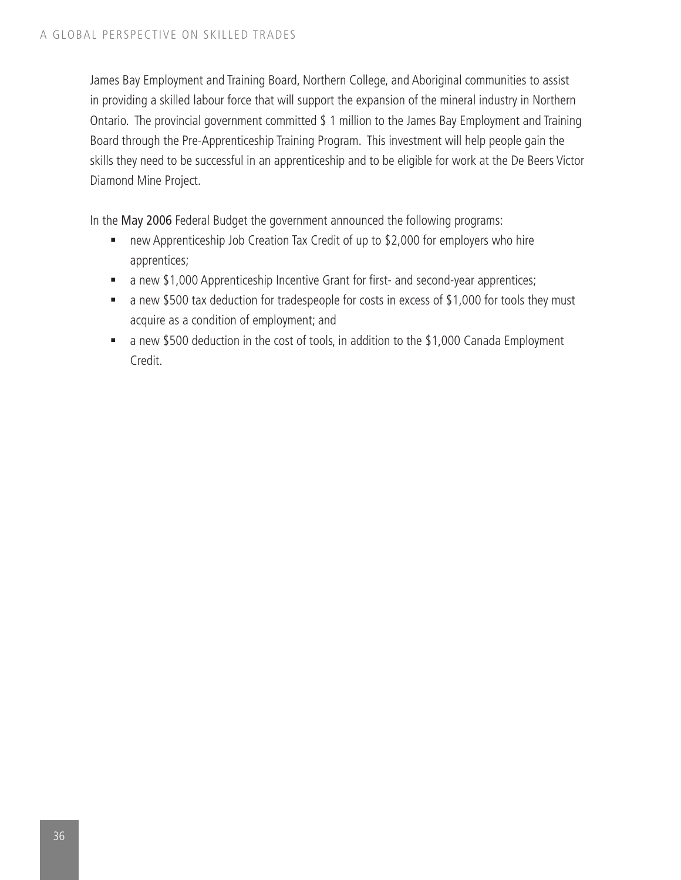James Bay Employment and Training Board, Northern College, and Aboriginal communities to assist in providing a skilled labour force that will support the expansion of the mineral industry in Northern Ontario. The provincial government committed $ 1 million to the James Bay Employment and Training Board through the Pre-Apprenticeship Training Program. This investment will help people gain the skills they need to be successful in an apprenticeship and to be eligible for work at the De Beers Victor Diamond Mine Project.

In the May 2006 Federal Budget the government announced the following programs:

- new Apprenticeship Job Creation Tax Credit of up to $2,000 for employers who hire apprentices;
- a new $1,000 Apprenticeship Incentive Grant for first- and second-year apprentices;
- a new $500 tax deduction for tradespeople for costs in excess of $1,000 for tools they must acquire as a condition of employment; and
- a new $500 deduction in the cost of tools, in addition to the $1,000 Canada Employment Credit.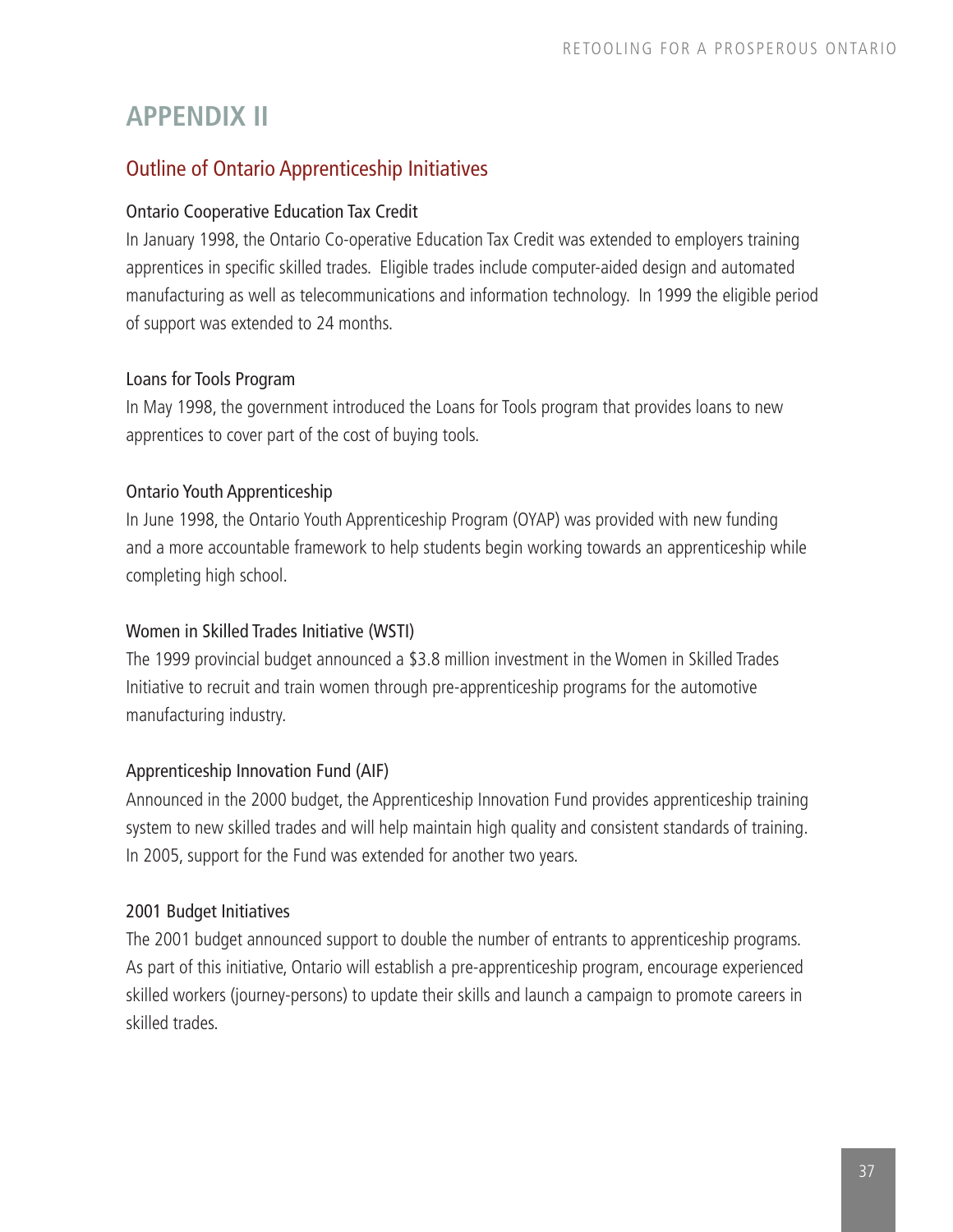# APPENDIX II

## Outline of Ontario Apprenticeship Initiatives

### Ontario Cooperative Education Tax Credit

In January 1998, the Ontario Co-operative Education Tax Credit was extended to employers training apprentices in specific skilled trades. Eligible trades include computer-aided design and automated manufacturing as well as telecommunications and information technology. In 1999 the eligible period of support was extended to 24 months.

### Loans for Tools Program

In May 1998, the government introduced the Loans for Tools program that provides loans to new apprentices to cover part of the cost of buying tools.

### Ontario Youth Apprenticeship

In June 1998, the Ontario Youth Apprenticeship Program (OYAP) was provided with new funding and a more accountable framework to help students begin working towards an apprenticeship while completing high school.

### Women in Skilled Trades Initiative (WSTI)

The 1999 provincial budget announced a $3.8 million investment in the Women in Skilled Trades Initiative to recruit and train women through pre-apprenticeship programs for the automotive manufacturing industry.

### Apprenticeship Innovation Fund (AIF)

Announced in the 2000 budget, the Apprenticeship Innovation Fund provides apprenticeship training system to new skilled trades and will help maintain high quality and consistent standards of training. In 2005, support for the Fund was extended for another two years.

### 2001 Budget Initiatives

The 2001 budget announced support to double the number of entrants to apprenticeship programs. As part of this initiative, Ontario will establish a pre-apprenticeship program, encourage experienced skilled workers (journey-persons) to update their skills and launch a campaign to promote careers in skilled trades.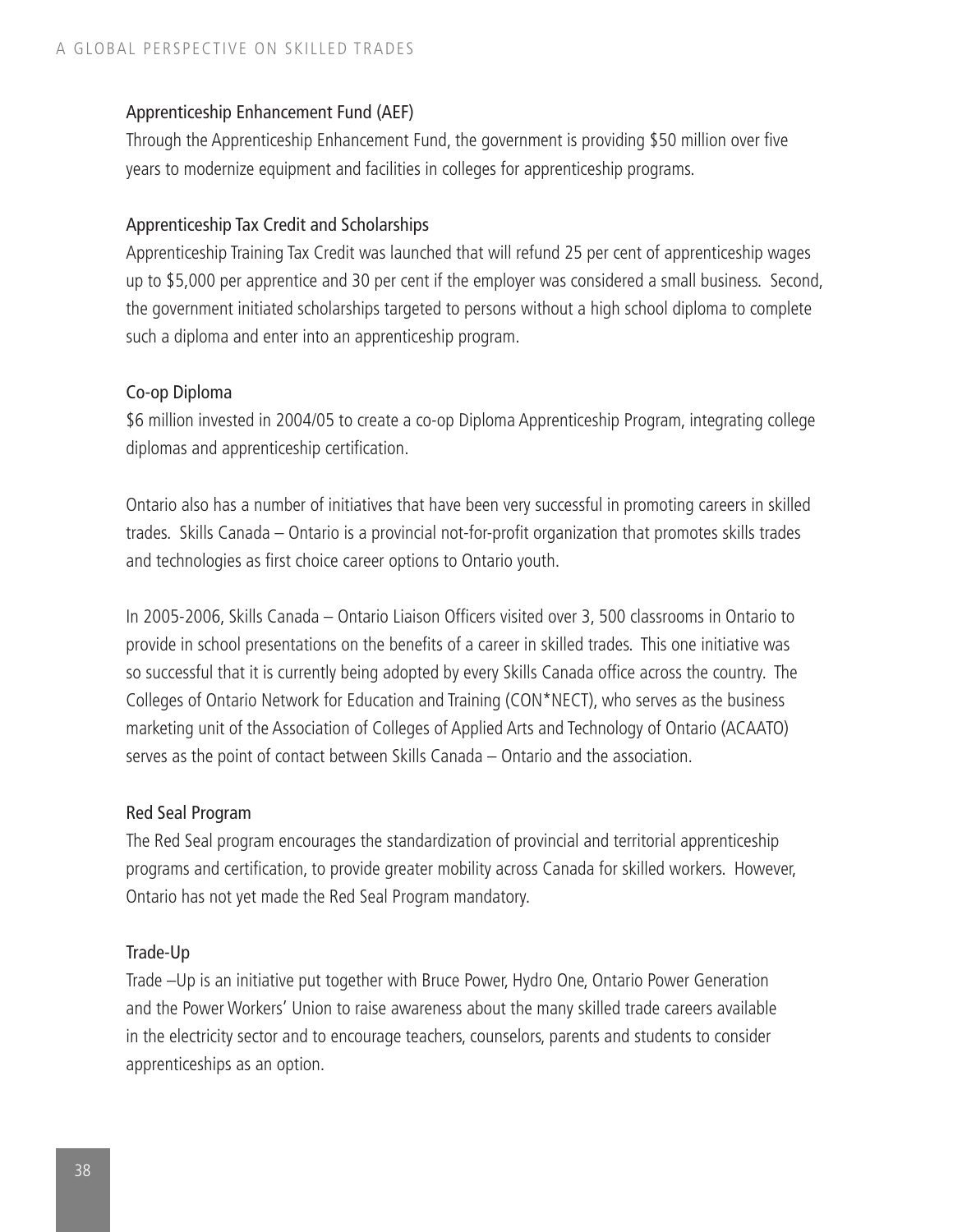### Apprenticeship Enhancement Fund (AEF)

Through the Apprenticeship Enhancement Fund, the government is providing $50 million over five years to modernize equipment and facilities in colleges for apprenticeship programs.

### Apprenticeship Tax Credit and Scholarships

Apprenticeship Training Tax Credit was launched that will refund 25 per cent of apprenticeship wages up to $5,000 per apprentice and 30 per cent if the employer was considered a small business. Second, the government initiated scholarships targeted to persons without a high school diploma to complete such a diploma and enter into an apprenticeship program.

### Co-op Diploma

$6 million invested in 2004/05 to create a co-op Diploma Apprenticeship Program, integrating college diplomas and apprenticeship certification.

Ontario also has a number of initiatives that have been very successful in promoting careers in skilled trades. Skills Canada – Ontario is a provincial not-for-profit organization that promotes skills trades and technologies as first choice career options to Ontario youth.

In 2005-2006, Skills Canada – Ontario Liaison Officers visited over 3, 500 classrooms in Ontario to provide in school presentations on the benefits of a career in skilled trades. This one initiative was so successful that it is currently being adopted by every Skills Canada office across the country. The Colleges of Ontario Network for Education and Training (CON*NECT), who serves as the business marketing unit of the Association of Colleges of Applied Arts and Technology of Ontario (ACAATO) serves as the point of contact between Skills Canada – Ontario and the association.

### Red Seal Program

The Red Seal program encourages the standardization of provincial and territorial apprenticeship programs and certification, to provide greater mobility across Canada for skilled workers. However, Ontario has not yet made the Red Seal Program mandatory.

### Trade-Up

Trade –Up is an initiative put together with Bruce Power, Hydro One, Ontario Power Generation and the Power Workers' Union to raise awareness about the many skilled trade careers available in the electricity sector and to encourage teachers, counselors, parents and students to consider apprenticeships as an option.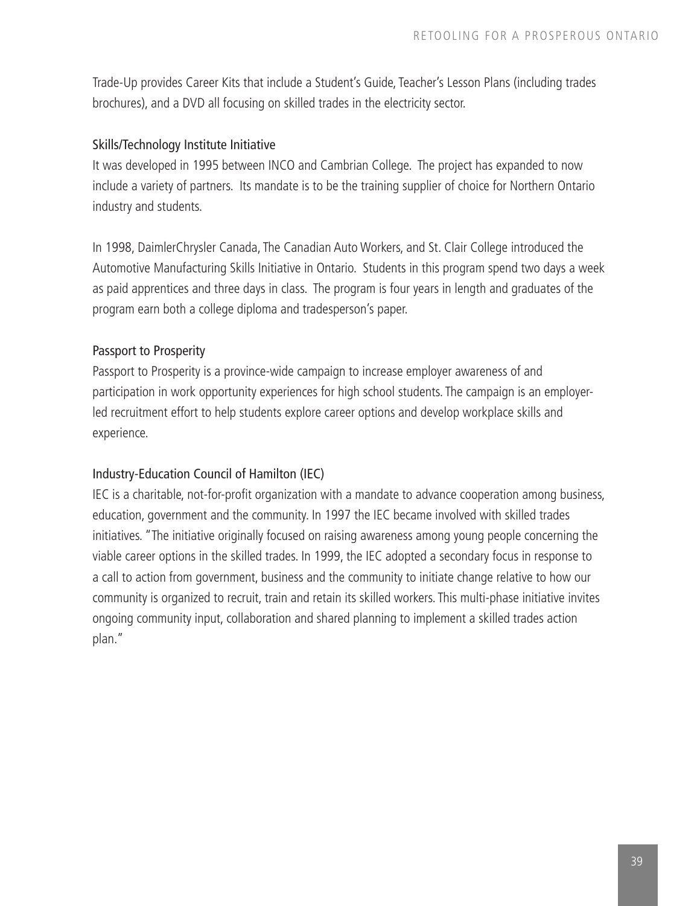Trade-Up provides Career Kits that include a Student's Guide, Teacher's Lesson Plans (including trades brochures), and a DVD all focusing on skilled trades in the electricity sector.

### Skills/Technology Institute Initiative

It was developed in 1995 between INCO and Cambrian College. The project has expanded to now include a variety of partners. Its mandate is to be the training supplier of choice for Northern Ontario industry and students.

In 1998, DaimlerChrysler Canada, The Canadian Auto Workers, and St. Clair College introduced the Automotive Manufacturing Skills Initiative in Ontario. Students in this program spend two days a week as paid apprentices and three days in class. The program is four years in length and graduates of the program earn both a college diploma and tradesperson's paper.

### Passport to Prosperity

Passport to Prosperity is a province-wide campaign to increase employer awareness of and participation in work opportunity experiences for high school students. The campaign is an employer-led recruitment effort to help students explore career options and develop workplace skills and experience.

### Industry-Education Council of Hamilton (IEC)

IEC is a charitable, not-for-profit organization with a mandate to advance cooperation among business, education, government and the community. In 1997 the IEC became involved with skilled trades initiatives. "The initiative originally focused on raising awareness among young people concerning the viable career options in the skilled trades. In 1999, the IEC adopted a secondary focus in response to a call to action from government, business and the community to initiate change relative to how our community is organized to recruit, train and retain its skilled workers. This multi-phase initiative invites ongoing community input, collaboration and shared planning to implement a skilled trades action plan."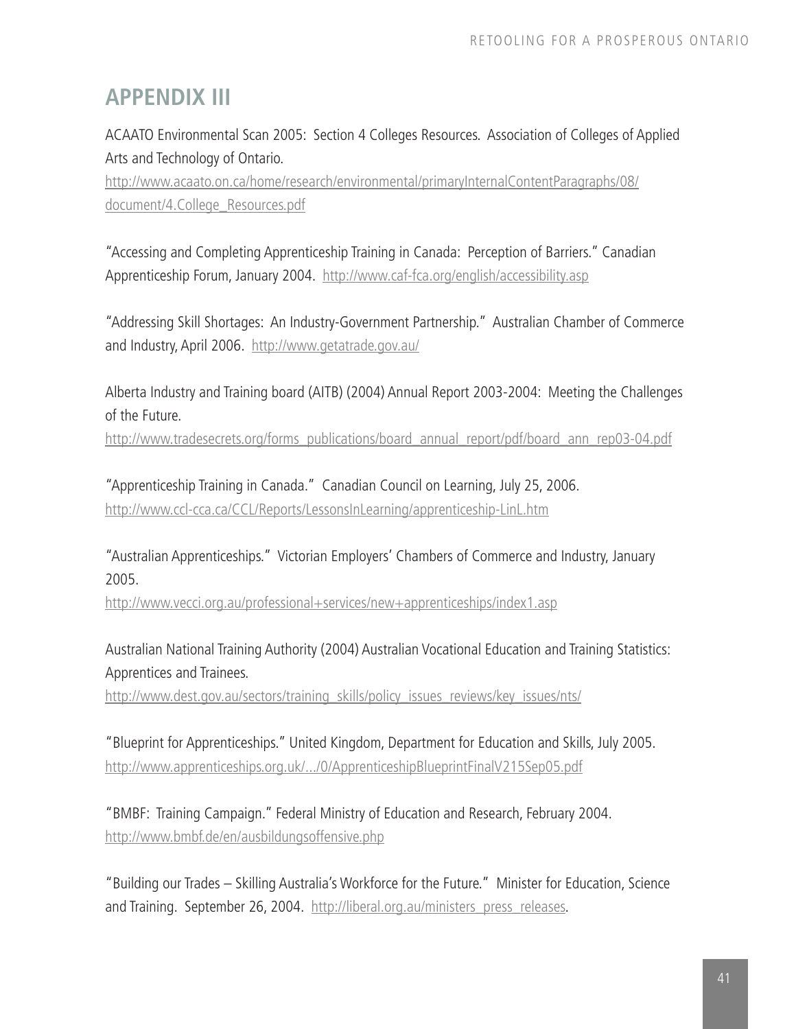## APPENDIX III

ACAATO Environmental Scan 2005: Section 4 Colleges Resources. Association of Colleges of Applied Arts and Technology of Ontario.
http://www.acaato.on.ca/home/research/environmental/primaryInternalContentParagraphs/08/document/4.College_Resources.pdf

"Accessing and Completing Apprenticeship Training in Canada: Perception of Barriers." Canadian Apprenticeship Forum, January 2004. http://www.caf-fca.org/english/accessibility.asp

"Addressing Skill Shortages: An Industry-Government Partnership." Australian Chamber of Commerce and Industry, April 2006. http://www.getatrade.gov.au/

Alberta Industry and Training board (AITB) (2004) Annual Report 2003-2004: Meeting the Challenges of the Future.
http://www.tradesecrets.org/forms_publications/board_annual_report/pdf/board_ann_rep03-04.pdf

"Apprenticeship Training in Canada." Canadian Council on Learning, July 25, 2006.
http://www.ccl-cca.ca/CCL/Reports/LessonsInLearning/apprenticeship-LinL.htm

"Australian Apprenticeships." Victorian Employers' Chambers of Commerce and Industry, January 2005.
http://www.vecci.org.au/professional+services/new+apprenticeships/index1.asp

Australian National Training Authority (2004) Australian Vocational Education and Training Statistics: Apprentices and Trainees.
http://www.dest.gov.au/sectors/training_skills/policy_issues_reviews/key_issues/nts/

"Blueprint for Apprenticeships." United Kingdom, Department for Education and Skills, July 2005.
http://www.apprenticeships.org.uk/.../0/ApprenticeshipBlueprintFinalV215Sep05.pdf

"BMBF: Training Campaign." Federal Ministry of Education and Research, February 2004.
http://www.bmbf.de/en/ausbildungsoffensive.php

"Building our Trades – Skilling Australia's Workforce for the Future." Minister for Education, Science and Training. September 26, 2004. http://liberal.org.au/ministers_press_releases.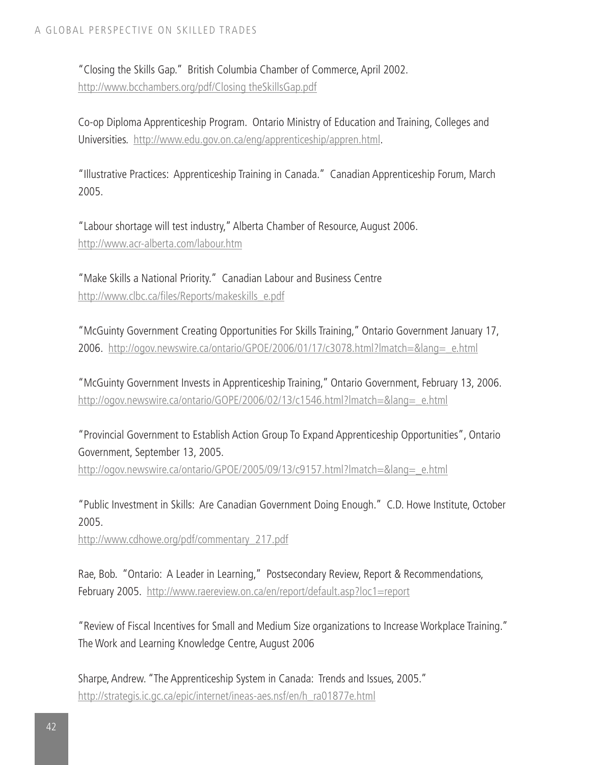"Closing the Skills Gap." British Columbia Chamber of Commerce, April 2002. http://www.bcchambers.org/pdf/Closing theSkillsGap.pdf

Co-op Diploma Apprenticeship Program. Ontario Ministry of Education and Training, Colleges and Universities. http://www.edu.gov.on.ca/eng/apprenticeship/appren.html.

"Illustrative Practices: Apprenticeship Training in Canada." Canadian Apprenticeship Forum, March 2005.

"Labour shortage will test industry," Alberta Chamber of Resource, August 2006. http://www.acr-alberta.com/labour.htm

"Make Skills a National Priority." Canadian Labour and Business Centre http://www.clbc.ca/files/Reports/makeskills_e.pdf

"McGuinty Government Creating Opportunities For Skills Training," Ontario Government January 17, 2006. http://ogov.newswire.ca/ontario/GPOE/2006/01/17/c3078.html?lmatch=&lang=_e.html

"McGuinty Government Invests in Apprenticeship Training," Ontario Government, February 13, 2006. http://ogov.newswire.ca/ontario/GOPE/2006/02/13/c1546.html?lmatch=&lang=_e.html

"Provincial Government to Establish Action Group To Expand Apprenticeship Opportunities", Ontario Government, September 13, 2005. http://ogov.newswire.ca/ontario/GPOE/2005/09/13/c9157.html?lmatch=&lang=_e.html

"Public Investment in Skills: Are Canadian Government Doing Enough." C.D. Howe Institute, October 2005. http://www.cdhowe.org/pdf/commentary_217.pdf

Rae, Bob. "Ontario: A Leader in Learning," Postsecondary Review, Report & Recommendations, February 2005. http://www.raereview.on.ca/en/report/default.asp?loc1=report

"Review of Fiscal Incentives for Small and Medium Size organizations to Increase Workplace Training." The Work and Learning Knowledge Centre, August 2006

Sharpe, Andrew. "The Apprenticeship System in Canada: Trends and Issues, 2005." http://strategis.ic.gc.ca/epic/internet/ineas-aes.nsf/en/h_ra01877e.html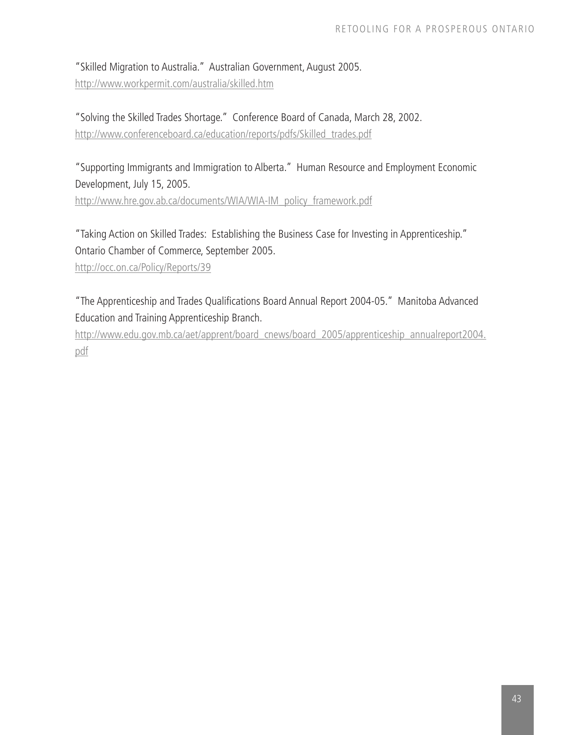"Skilled Migration to Australia." Australian Government, August 2005.
http://www.workpermit.com/australia/skilled.htm

"Solving the Skilled Trades Shortage." Conference Board of Canada, March 28, 2002.
http://www.conferenceboard.ca/education/reports/pdfs/Skilled_trades.pdf

"Supporting Immigrants and Immigration to Alberta." Human Resource and Employment Economic Development, July 15, 2005.
http://www.hre.gov.ab.ca/documents/WIA/WIA-IM_policy_framework.pdf

"Taking Action on Skilled Trades: Establishing the Business Case for Investing in Apprenticeship." Ontario Chamber of Commerce, September 2005.
http://occ.on.ca/Policy/Reports/39

"The Apprenticeship and Trades Qualifications Board Annual Report 2004-05." Manitoba Advanced Education and Training Apprenticeship Branch.
http://www.edu.gov.mb.ca/aet/apprent/board_cnews/board_2005/apprenticeship_annualreport2004.pdf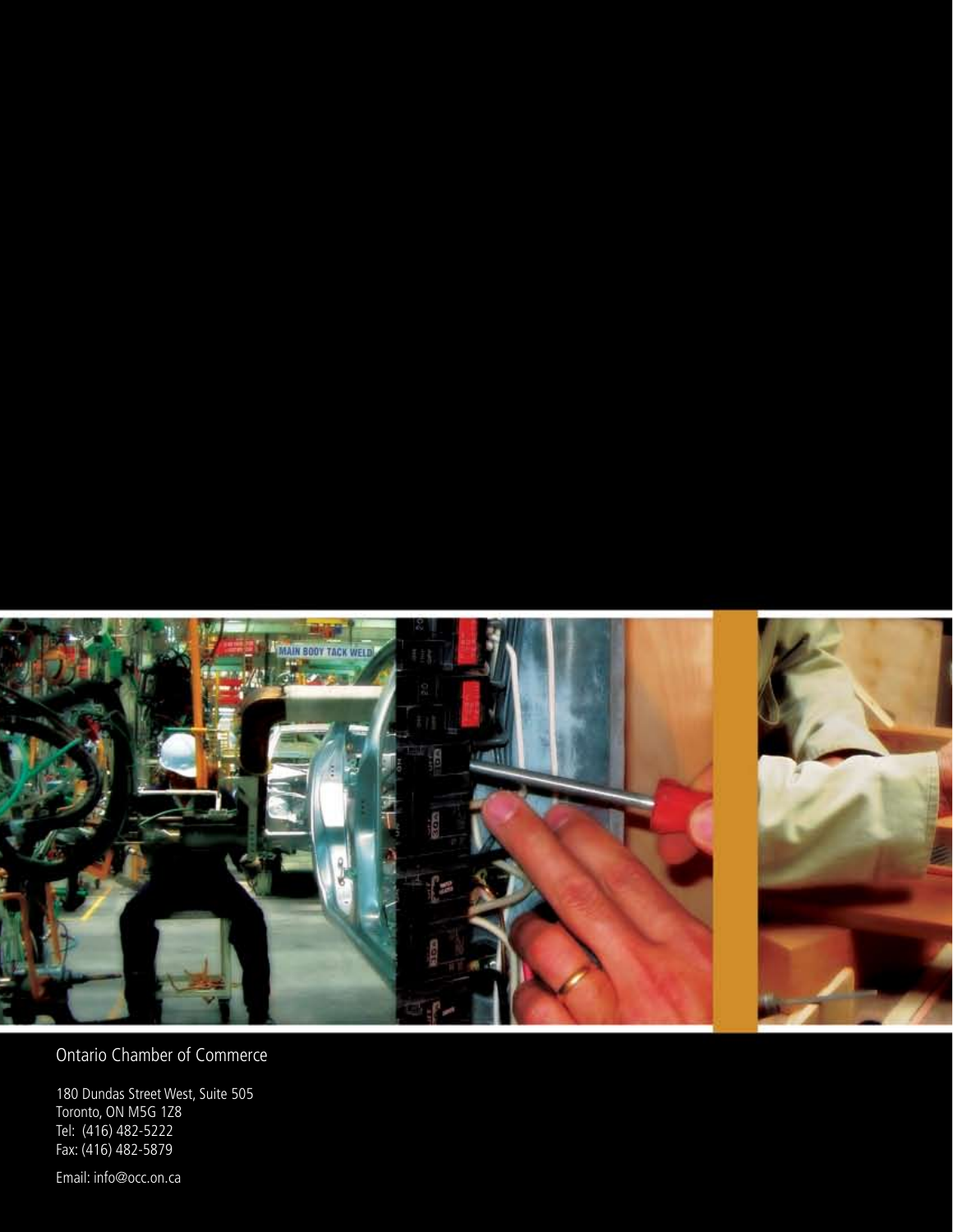Ontario Chamber of Commerce

180 Dundas Street West, Suite 505
Toronto, ON M5G 1Z8
Tel: (416) 482-5222
Fax: (416) 482-5879

Email: info@occ.on.ca